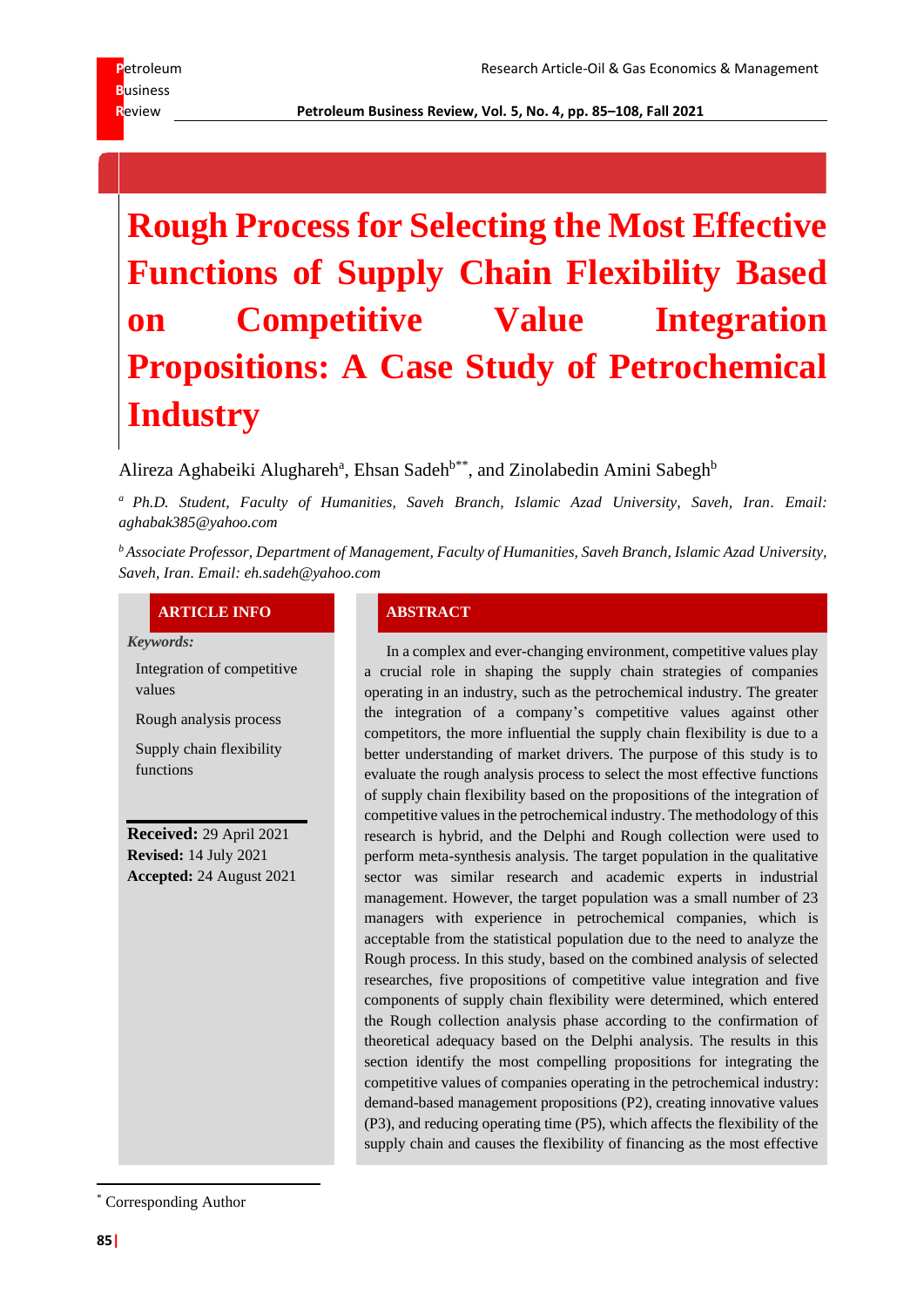# Rough Process for Selecting the Most Effective Functions of Supply Chain Flexibility Based on Competitive Value Integration Propositions: A Case Study of Petrochemical Industry

Alireza Aghabeiki Alughareh[a], Ehsan Sadeh[b**], and Zinolabedin Amini Sabegh[b]

*[a] Ph.D. Student, Faculty of Humanities, Saveh Branch, Islamic Azad University, Saveh, Iran. Email: aghabak385@yahoo.com*

*[b] Associate Professor, Department of Management, Faculty of Humanities, Saveh Branch, Islamic Azad University, Saveh, Iran. Email: eh.sadeh@yahoo.com*

## ARTICLE INFO

*Keywords:*

Integration of competitive values

Rough analysis process

Supply chain flexibility functions

**Received:** 29 April 2021
**Revised:** 14 July 2021
**Accepted:** 24 August 2021

## ABSTRACT

In a complex and ever-changing environment, competitive values play a crucial role in shaping the supply chain strategies of companies operating in an industry, such as the petrochemical industry. The greater the integration of a company's competitive values against other competitors, the more influential the supply chain flexibility is due to a better understanding of market drivers. The purpose of this study is to evaluate the rough analysis process to select the most effective functions of supply chain flexibility based on the propositions of the integration of competitive values in the petrochemical industry. The methodology of this research is hybrid, and the Delphi and Rough collection were used to perform meta-synthesis analysis. The target population in the qualitative sector was similar research and academic experts in industrial management. However, the target population was a small number of 23 managers with experience in petrochemical companies, which is acceptable from the statistical population due to the need to analyze the Rough process. In this study, based on the combined analysis of selected researches, five propositions of competitive value integration and five components of supply chain flexibility were determined, which entered the Rough collection analysis phase according to the confirmation of theoretical adequacy based on the Delphi analysis. The results in this section identify the most compelling propositions for integrating the competitive values of companies operating in the petrochemical industry: demand-based management propositions (P2), creating innovative values (P3), and reducing operating time (P5), which affects the flexibility of the supply chain and causes the flexibility of financing as the most effective

---

[*] Corresponding Author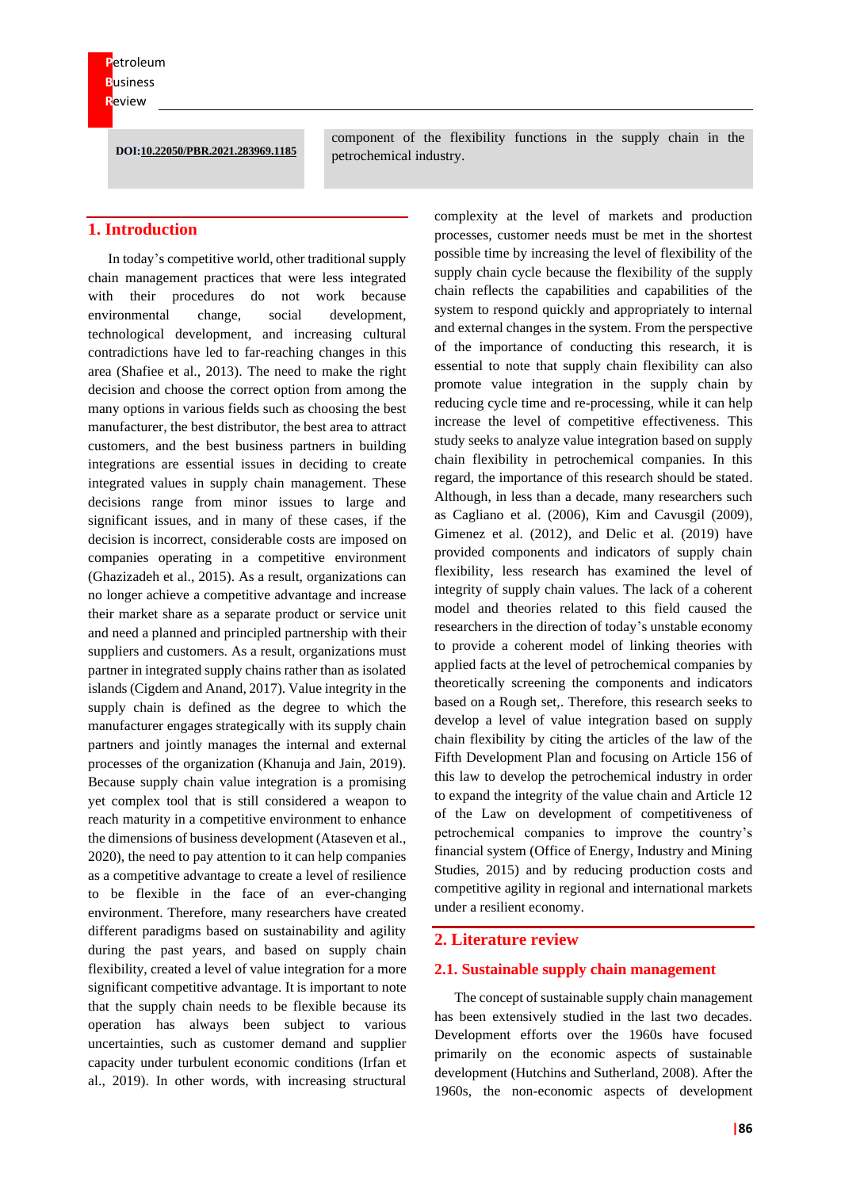DOI:10.22050/PBR.2021.283969.1185

component of the flexibility functions in the supply chain in the petrochemical industry.

## 1. Introduction

In today's competitive world, other traditional supply chain management practices that were less integrated with their procedures do not work because environmental change, social development, technological development, and increasing cultural contradictions have led to far-reaching changes in this area (Shafiee et al., 2013). The need to make the right decision and choose the correct option from among the many options in various fields such as choosing the best manufacturer, the best distributor, the best area to attract customers, and the best business partners in building integrations are essential issues in deciding to create integrated values in supply chain management. These decisions range from minor issues to large and significant issues, and in many of these cases, if the decision is incorrect, considerable costs are imposed on companies operating in a competitive environment (Ghazizadeh et al., 2015). As a result, organizations can no longer achieve a competitive advantage and increase their market share as a separate product or service unit and need a planned and principled partnership with their suppliers and customers. As a result, organizations must partner in integrated supply chains rather than as isolated islands (Cigdem and Anand, 2017). Value integrity in the supply chain is defined as the degree to which the manufacturer engages strategically with its supply chain partners and jointly manages the internal and external processes of the organization (Khanuja and Jain, 2019). Because supply chain value integration is a promising yet complex tool that is still considered a weapon to reach maturity in a competitive environment to enhance the dimensions of business development (Ataseven et al., 2020), the need to pay attention to it can help companies as a competitive advantage to create a level of resilience to be flexible in the face of an ever-changing environment. Therefore, many researchers have created different paradigms based on sustainability and agility during the past years, and based on supply chain flexibility, created a level of value integration for a more significant competitive advantage. It is important to note that the supply chain needs to be flexible because its operation has always been subject to various uncertainties, such as customer demand and supplier capacity under turbulent economic conditions (Irfan et al., 2019). In other words, with increasing structural complexity at the level of markets and production processes, customer needs must be met in the shortest possible time by increasing the level of flexibility of the supply chain cycle because the flexibility of the supply chain reflects the capabilities and capabilities of the system to respond quickly and appropriately to internal and external changes in the system. From the perspective of the importance of conducting this research, it is essential to note that supply chain flexibility can also promote value integration in the supply chain by reducing cycle time and re-processing, while it can help increase the level of competitive effectiveness. This study seeks to analyze value integration based on supply chain flexibility in petrochemical companies. In this regard, the importance of this research should be stated. Although, in less than a decade, many researchers such as Cagliano et al. (2006), Kim and Cavusgil (2009), Gimenez et al. (2012), and Delic et al. (2019) have provided components and indicators of supply chain flexibility, less research has examined the level of integrity of supply chain values. The lack of a coherent model and theories related to this field caused the researchers in the direction of today's unstable economy to provide a coherent model of linking theories with applied facts at the level of petrochemical companies by theoretically screening the components and indicators based on a Rough set,. Therefore, this research seeks to develop a level of value integration based on supply chain flexibility by citing the articles of the law of the Fifth Development Plan and focusing on Article 156 of this law to develop the petrochemical industry in order to expand the integrity of the value chain and Article 12 of the Law on development of competitiveness of petrochemical companies to improve the country's financial system (Office of Energy, Industry and Mining Studies, 2015) and by reducing production costs and competitive agility in regional and international markets under a resilient economy.

## 2. Literature review

### 2.1. Sustainable supply chain management

The concept of sustainable supply chain management has been extensively studied in the last two decades. Development efforts over the 1960s have focused primarily on the economic aspects of sustainable development (Hutchins and Sutherland, 2008). After the 1960s, the non-economic aspects of development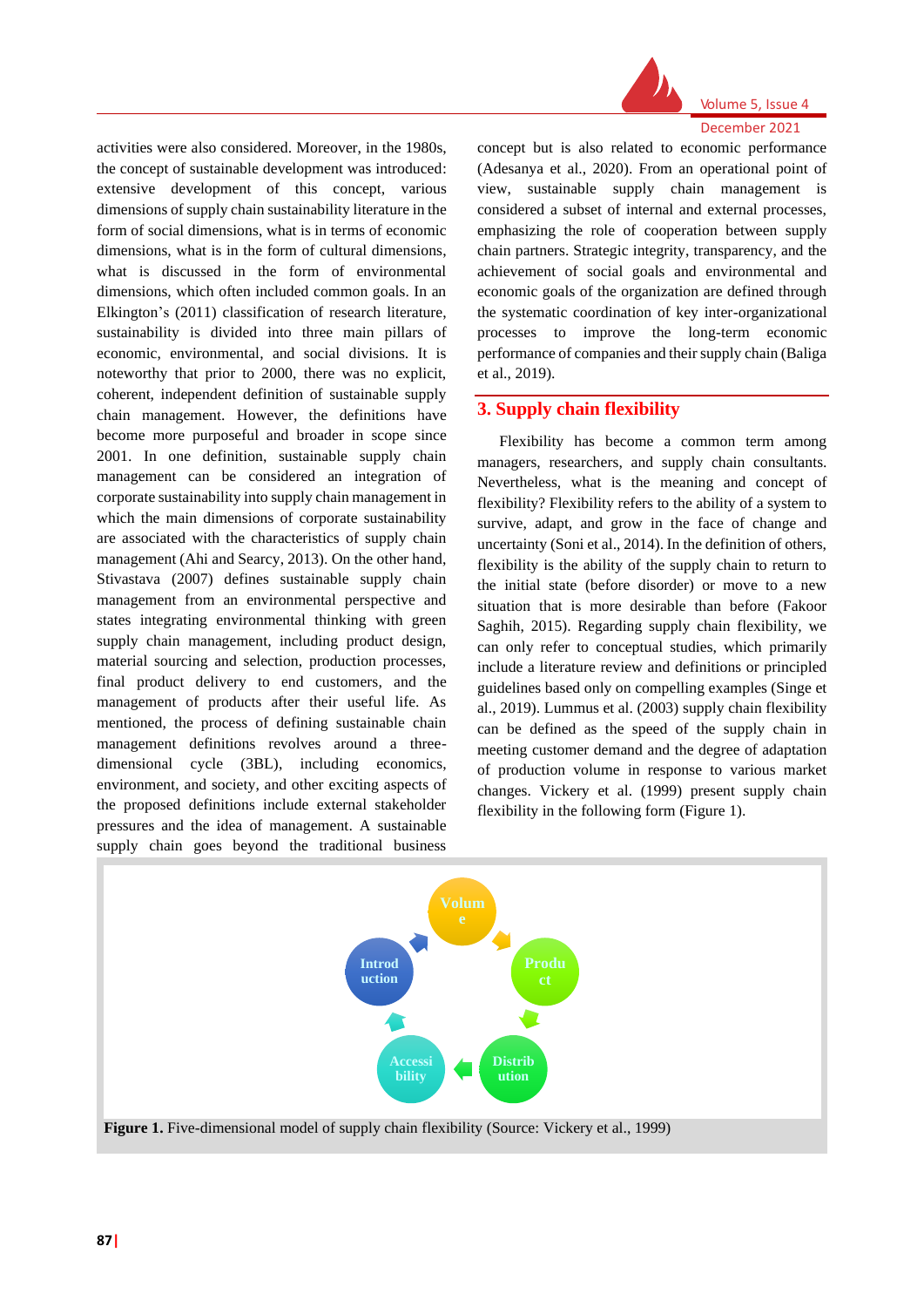activities were also considered. Moreover, in the 1980s, the concept of sustainable development was introduced: extensive development of this concept, various dimensions of supply chain sustainability literature in the form of social dimensions, what is in terms of economic dimensions, what is in the form of cultural dimensions, what is discussed in the form of environmental dimensions, which often included common goals. In an Elkington's (2011) classification of research literature, sustainability is divided into three main pillars of economic, environmental, and social divisions. It is noteworthy that prior to 2000, there was no explicit, coherent, independent definition of sustainable supply chain management. However, the definitions have become more purposeful and broader in scope since 2001. In one definition, sustainable supply chain management can be considered an integration of corporate sustainability into supply chain management in which the main dimensions of corporate sustainability are associated with the characteristics of supply chain management (Ahi and Searcy, 2013). On the other hand, Stivastava (2007) defines sustainable supply chain management from an environmental perspective and states integrating environmental thinking with green supply chain management, including product design, material sourcing and selection, production processes, final product delivery to end customers, and the management of products after their useful life. As mentioned, the process of defining sustainable chain management definitions revolves around a three-dimensional cycle (3BL), including economics, environment, and society, and other exciting aspects of the proposed definitions include external stakeholder pressures and the idea of management. A sustainable supply chain goes beyond the traditional business concept but is also related to economic performance (Adesanya et al., 2020). From an operational point of view, sustainable supply chain management is considered a subset of internal and external processes, emphasizing the role of cooperation between supply chain partners. Strategic integrity, transparency, and the achievement of social goals and environmental and economic goals of the organization are defined through the systematic coordination of key inter-organizational processes to improve the long-term economic performance of companies and their supply chain (Baliga et al., 2019).

## 3. Supply chain flexibility

Flexibility has become a common term among managers, researchers, and supply chain consultants. Nevertheless, what is the meaning and concept of flexibility? Flexibility refers to the ability of a system to survive, adapt, and grow in the face of change and uncertainty (Soni et al., 2014). In the definition of others, flexibility is the ability of the supply chain to return to the initial state (before disorder) or move to a new situation that is more desirable than before (Fakoor Saghih, 2015). Regarding supply chain flexibility, we can only refer to conceptual studies, which primarily include a literature review and definitions or principled guidelines based only on compelling examples (Singe et al., 2019). Lummus et al. (2003) supply chain flexibility can be defined as the speed of the supply chain in meeting customer demand and the degree of adaptation of production volume in response to various market changes. Vickery et al. (1999) present supply chain flexibility in the following form (Figure 1).

Volume → Product → Distribution → Accessibility → Introduction

**Figure 1.** Five-dimensional model of supply chain flexibility (Source: Vickery et al., 1999)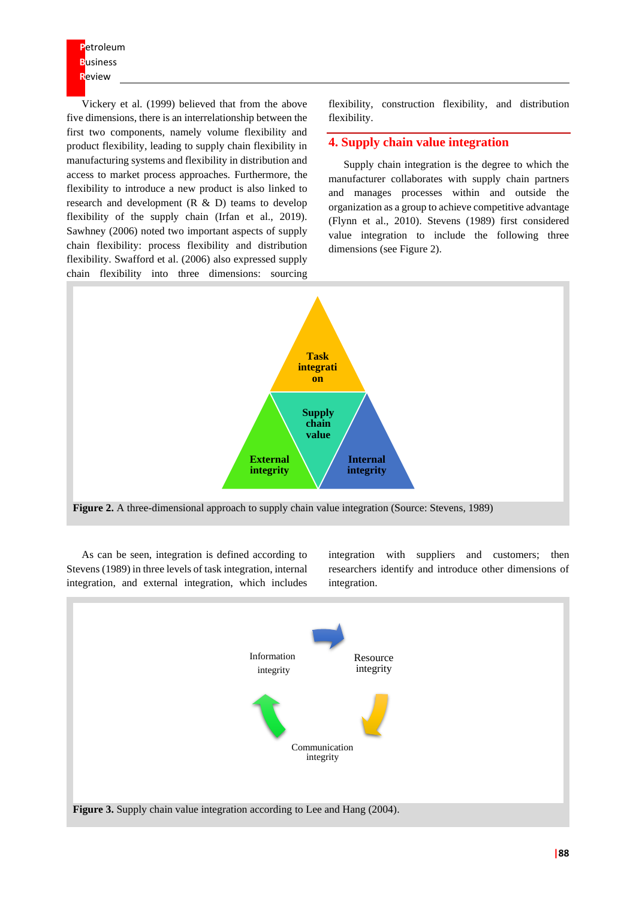Vickery et al. (1999) believed that from the above five dimensions, there is an interrelationship between the first two components, namely volume flexibility and product flexibility, leading to supply chain flexibility in manufacturing systems and flexibility in distribution and access to market process approaches. Furthermore, the flexibility to introduce a new product is also linked to research and development (R & D) teams to develop flexibility of the supply chain (Irfan et al., 2019). Sawhney (2006) noted two important aspects of supply chain flexibility: process flexibility and distribution flexibility. Swafford et al. (2006) also expressed supply chain flexibility into three dimensions: sourcing flexibility, construction flexibility, and distribution flexibility.

## 4. Supply chain value integration

Supply chain integration is the degree to which the manufacturer collaborates with supply chain partners and manages processes within and outside the organization as a group to achieve competitive advantage (Flynn et al., 2010). Stevens (1989) first considered value integration to include the following three dimensions (see Figure 2).

**Figure 2.** A three-dimensional approach to supply chain value integration (Source: Stevens, 1989)

As can be seen, integration is defined according to Stevens (1989) in three levels of task integration, internal integration, and external integration, which includes integration with suppliers and customers; then researchers identify and introduce other dimensions of integration.

**Figure 3.** Supply chain value integration according to Lee and Hang (2004).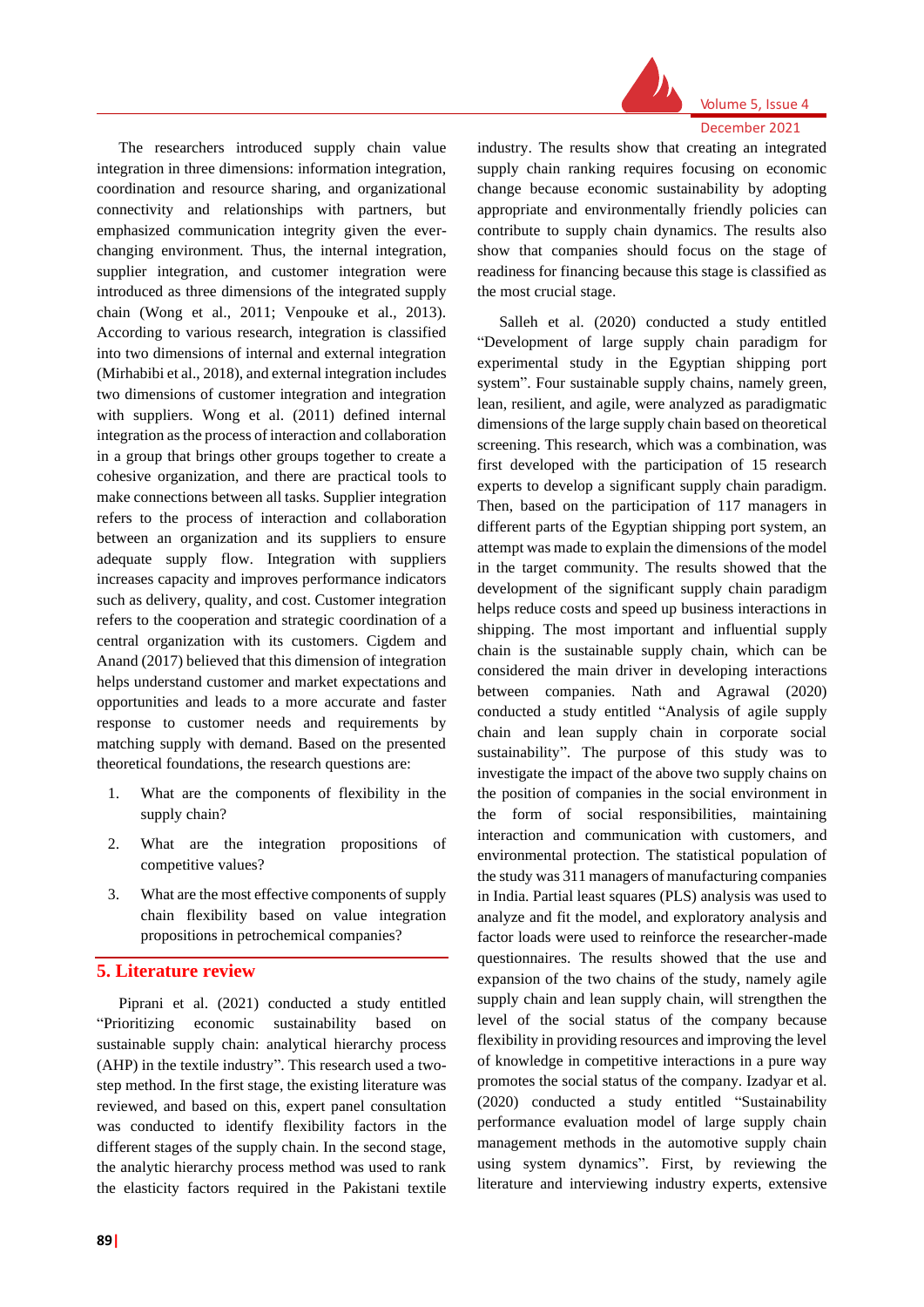The researchers introduced supply chain value integration in three dimensions: information integration, coordination and resource sharing, and organizational connectivity and relationships with partners, but emphasized communication integrity given the ever-changing environment. Thus, the internal integration, supplier integration, and customer integration were introduced as three dimensions of the integrated supply chain (Wong et al., 2011; Venpouke et al., 2013). According to various research, integration is classified into two dimensions of internal and external integration (Mirhabibi et al., 2018), and external integration includes two dimensions of customer integration and integration with suppliers. Wong et al. (2011) defined internal integration as the process of interaction and collaboration in a group that brings other groups together to create a cohesive organization, and there are practical tools to make connections between all tasks. Supplier integration refers to the process of interaction and collaboration between an organization and its suppliers to ensure adequate supply flow. Integration with suppliers increases capacity and improves performance indicators such as delivery, quality, and cost. Customer integration refers to the cooperation and strategic coordination of a central organization with its customers. Cigdem and Anand (2017) believed that this dimension of integration helps understand customer and market expectations and opportunities and leads to a more accurate and faster response to customer needs and requirements by matching supply with demand. Based on the presented theoretical foundations, the research questions are:

1. What are the components of flexibility in the supply chain?
2. What are the integration propositions of competitive values?
3. What are the most effective components of supply chain flexibility based on value integration propositions in petrochemical companies?

## 5. Literature review

Piprani et al. (2021) conducted a study entitled "Prioritizing economic sustainability based on sustainable supply chain: analytical hierarchy process (AHP) in the textile industry". This research used a two-step method. In the first stage, the existing literature was reviewed, and based on this, expert panel consultation was conducted to identify flexibility factors in the different stages of the supply chain. In the second stage, the analytic hierarchy process method was used to rank the elasticity factors required in the Pakistani textile industry. The results show that creating an integrated supply chain ranking requires focusing on economic change because economic sustainability by adopting appropriate and environmentally friendly policies can contribute to supply chain dynamics. The results also show that companies should focus on the stage of readiness for financing because this stage is classified as the most crucial stage.

Salleh et al. (2020) conducted a study entitled "Development of large supply chain paradigm for experimental study in the Egyptian shipping port system". Four sustainable supply chains, namely green, lean, resilient, and agile, were analyzed as paradigmatic dimensions of the large supply chain based on theoretical screening. This research, which was a combination, was first developed with the participation of 15 research experts to develop a significant supply chain paradigm. Then, based on the participation of 117 managers in different parts of the Egyptian shipping port system, an attempt was made to explain the dimensions of the model in the target community. The results showed that the development of the significant supply chain paradigm helps reduce costs and speed up business interactions in shipping. The most important and influential supply chain is the sustainable supply chain, which can be considered the main driver in developing interactions between companies. Nath and Agrawal (2020) conducted a study entitled "Analysis of agile supply chain and lean supply chain in corporate social sustainability". The purpose of this study was to investigate the impact of the above two supply chains on the position of companies in the social environment in the form of social responsibilities, maintaining interaction and communication with customers, and environmental protection. The statistical population of the study was 311 managers of manufacturing companies in India. Partial least squares (PLS) analysis was used to analyze and fit the model, and exploratory analysis and factor loads were used to reinforce the researcher-made questionnaires. The results showed that the use and expansion of the two chains of the study, namely agile supply chain and lean supply chain, will strengthen the level of the social status of the company because flexibility in providing resources and improving the level of knowledge in competitive interactions in a pure way promotes the social status of the company. Izadyar et al. (2020) conducted a study entitled "Sustainability performance evaluation model of large supply chain management methods in the automotive supply chain using system dynamics". First, by reviewing the literature and interviewing industry experts, extensive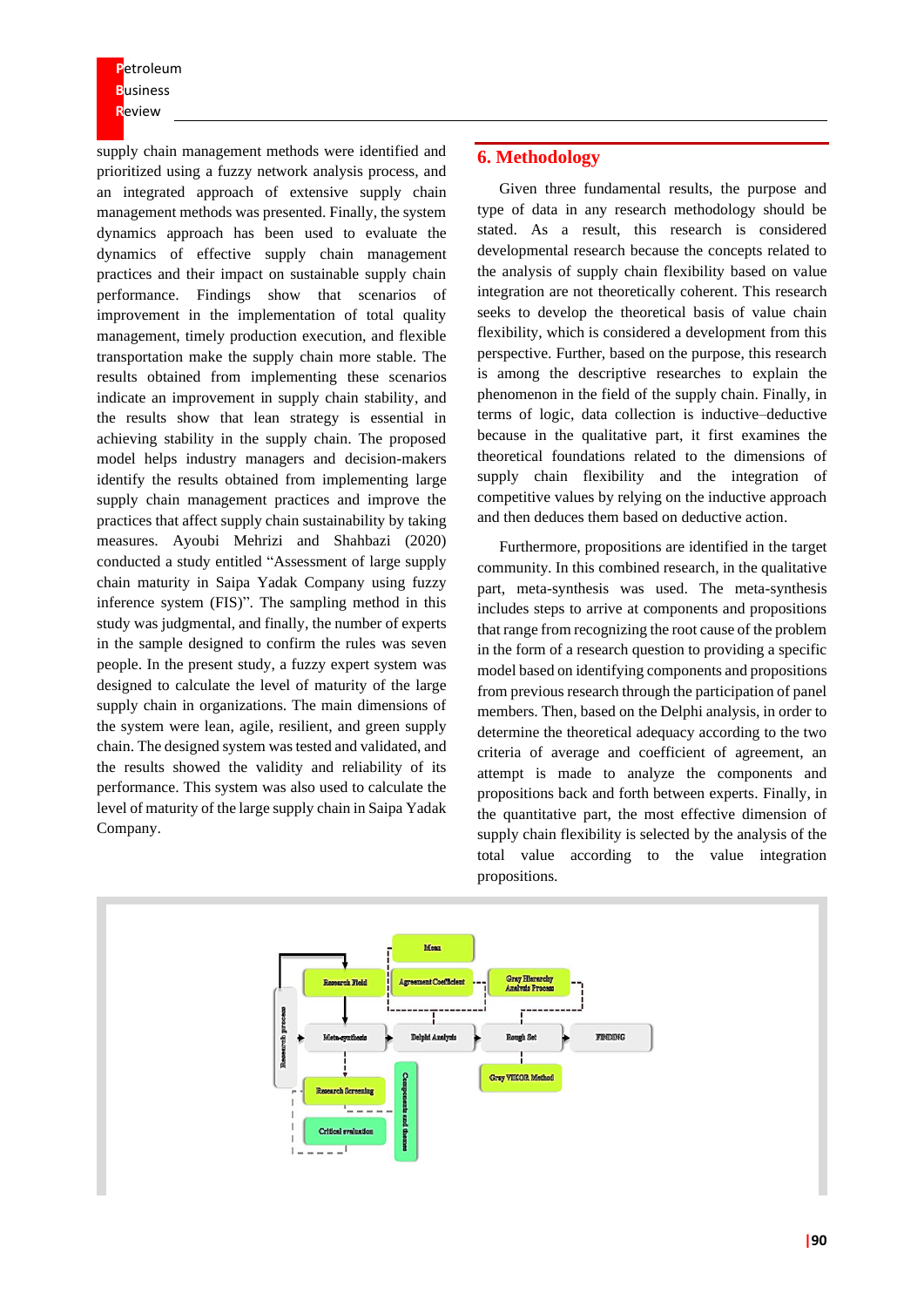supply chain management methods were identified and prioritized using a fuzzy network analysis process, and an integrated approach of extensive supply chain management methods was presented. Finally, the system dynamics approach has been used to evaluate the dynamics of effective supply chain management practices and their impact on sustainable supply chain performance. Findings show that scenarios of improvement in the implementation of total quality management, timely production execution, and flexible transportation make the supply chain more stable. The results obtained from implementing these scenarios indicate an improvement in supply chain stability, and the results show that lean strategy is essential in achieving stability in the supply chain. The proposed model helps industry managers and decision-makers identify the results obtained from implementing large supply chain management practices and improve the practices that affect supply chain sustainability by taking measures. Ayoubi Mehrizi and Shahbazi (2020) conducted a study entitled "Assessment of large supply chain maturity in Saipa Yadak Company using fuzzy inference system (FIS)". The sampling method in this study was judgmental, and finally, the number of experts in the sample designed to confirm the rules was seven people. In the present study, a fuzzy expert system was designed to calculate the level of maturity of the large supply chain in organizations. The main dimensions of the system were lean, agile, resilient, and green supply chain. The designed system was tested and validated, and the results showed the validity and reliability of its performance. This system was also used to calculate the level of maturity of the large supply chain in Saipa Yadak Company.

## 6. Methodology

Given three fundamental results, the purpose and type of data in any research methodology should be stated. As a result, this research is considered developmental research because the concepts related to the analysis of supply chain flexibility based on value integration are not theoretically coherent. This research seeks to develop the theoretical basis of value chain flexibility, which is considered a development from this perspective. Further, based on the purpose, this research is among the descriptive researches to explain the phenomenon in the field of the supply chain. Finally, in terms of logic, data collection is inductive–deductive because in the qualitative part, it first examines the theoretical foundations related to the dimensions of supply chain flexibility and the integration of competitive values by relying on the inductive approach and then deduces them based on deductive action.

Furthermore, propositions are identified in the target community. In this combined research, in the qualitative part, meta-synthesis was used. The meta-synthesis includes steps to arrive at components and propositions that range from recognizing the root cause of the problem in the form of a research question to providing a specific model based on identifying components and propositions from previous research through the participation of panel members. Then, based on the Delphi analysis, in order to determine the theoretical adequacy according to the two criteria of average and coefficient of agreement, an attempt is made to analyze the components and propositions back and forth between experts. Finally, in the quantitative part, the most effective dimension of supply chain flexibility is selected by the analysis of the total value according to the value integration propositions.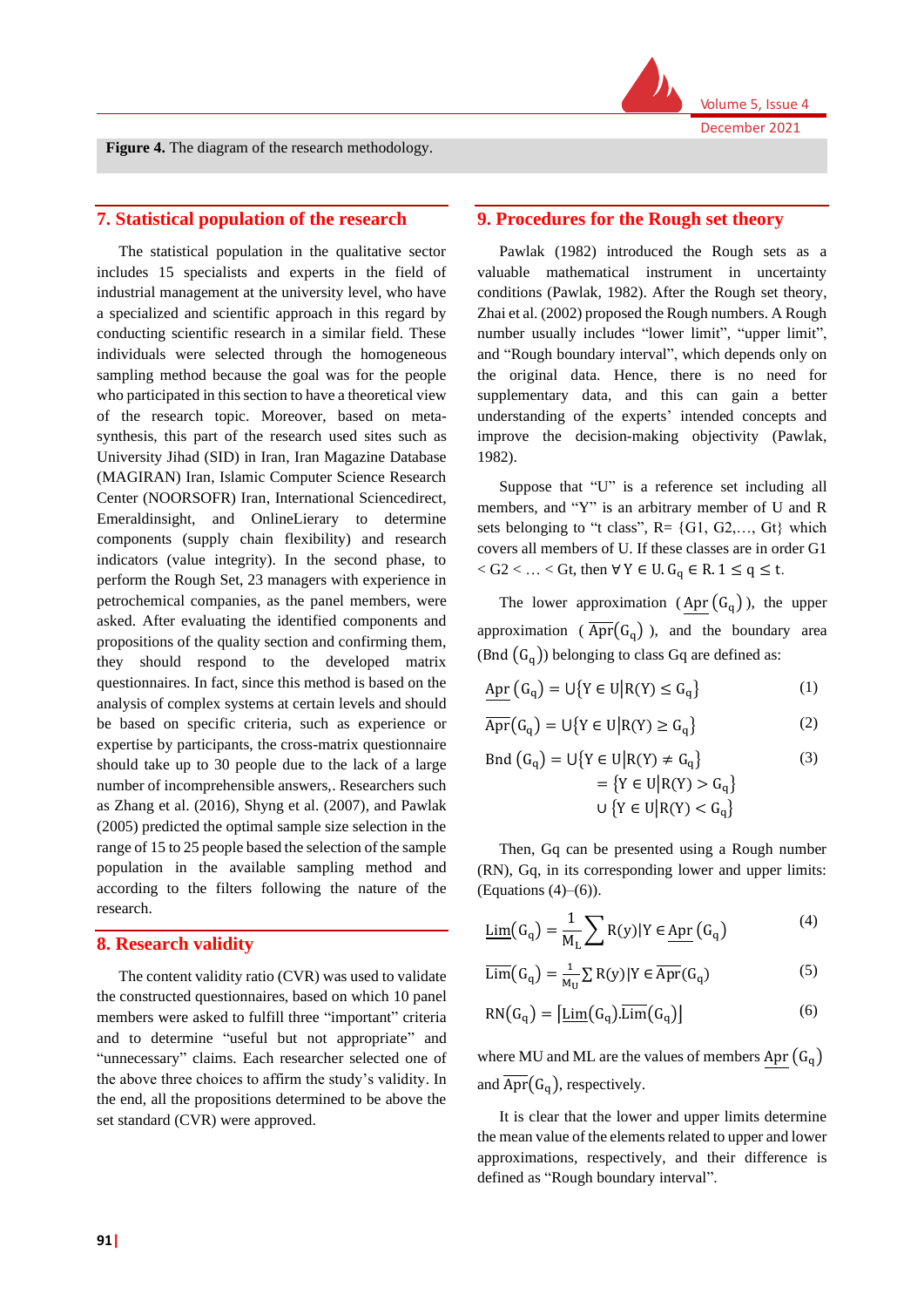**Figure 4.** The diagram of the research methodology.

## 7. Statistical population of the research

The statistical population in the qualitative sector includes 15 specialists and experts in the field of industrial management at the university level, who have a specialized and scientific approach in this regard by conducting scientific research in a similar field. These individuals were selected through the homogeneous sampling method because the goal was for the people who participated in this section to have a theoretical view of the research topic. Moreover, based on meta-synthesis, this part of the research used sites such as University Jihad (SID) in Iran, Iran Magazine Database (MAGIRAN) Iran, Islamic Computer Science Research Center (NOORSOFR) Iran, International Sciencedirect, Emeraldinsight, and OnlineLierary to determine components (supply chain flexibility) and research indicators (value integrity). In the second phase, to perform the Rough Set, 23 managers with experience in petrochemical companies, as the panel members, were asked. After evaluating the identified components and propositions of the quality section and confirming them, they should respond to the developed matrix questionnaires. In fact, since this method is based on the analysis of complex systems at certain levels and should be based on specific criteria, such as experience or expertise by participants, the cross-matrix questionnaire should take up to 30 people due to the lack of a large number of incomprehensible answers,. Researchers such as Zhang et al. (2016), Shyng et al. (2007), and Pawlak (2005) predicted the optimal sample size selection in the range of 15 to 25 people based the selection of the sample population in the available sampling method and according to the filters following the nature of the research.

## 8. Research validity

The content validity ratio (CVR) was used to validate the constructed questionnaires, based on which 10 panel members were asked to fulfill three "important" criteria and to determine "useful but not appropriate" and "unnecessary" claims. Each researcher selected one of the above three choices to affirm the study's validity. In the end, all the propositions determined to be above the set standard (CVR) were approved.

## 9. Procedures for the Rough set theory

Pawlak (1982) introduced the Rough sets as a valuable mathematical instrument in uncertainty conditions (Pawlak, 1982). After the Rough set theory, Zhai et al. (2002) proposed the Rough numbers. A Rough number usually includes "lower limit", "upper limit", and "Rough boundary interval", which depends only on the original data. Hence, there is no need for supplementary data, and this can gain a better understanding of the experts' intended concepts and improve the decision-making objectivity (Pawlak, 1982).

Suppose that "U" is a reference set including all members, and "Y" is an arbitrary member of U and R sets belonging to "t class", R= {G1, G2,…, Gt} which covers all members of U. If these classes are in order G1 < G2 < … < Gt, then $\forall Y \in U.\ G_q \in R.\ 1 \le q \le t$.

The lower approximation ($\underline{Apr}\,(G_q)$), the upper approximation ($\overline{Apr}(G_q)$), and the boundary area (Bnd $(G_q)$) belonging to class Gq are defined as:

$$\underline{Apr}\,(G_q) = \cup\{Y \in U | R(Y) \le G_q\} \tag{1}$$

$$\overline{Apr}(G_q) = \cup\{Y \in U | R(Y) \ge G_q\} \tag{2}$$

$$\begin{aligned} \text{Bnd}\,(G_q) &= \cup\{Y \in U | R(Y) \ne G_q\} \\ &= \{Y \in U | R(Y) > G_q\} \\ &\quad \cup \{Y \in U | R(Y) < G_q\} \end{aligned} \tag{3}$$

Then, Gq can be presented using a Rough number (RN), Gq, in its corresponding lower and upper limits: (Equations (4)–(6)).

$$\underline{Lim}(G_q) = \frac{1}{M_L}\sum R(y) | Y \in \underline{Apr}\,(G_q) \tag{4}$$

$$\overline{Lim}(G_q) = \frac{1}{M_U}\sum R(y) | Y \in \overline{Apr}(G_q) \tag{5}$$

$$RN(G_q) = [\underline{Lim}(G_q).\overline{Lim}(G_q)] \tag{6}$$

where MU and ML are the values of members $\underline{Apr}\,(G_q)$ and $\overline{Apr}(G_q)$, respectively.

It is clear that the lower and upper limits determine the mean value of the elements related to upper and lower approximations, respectively, and their difference is defined as "Rough boundary interval".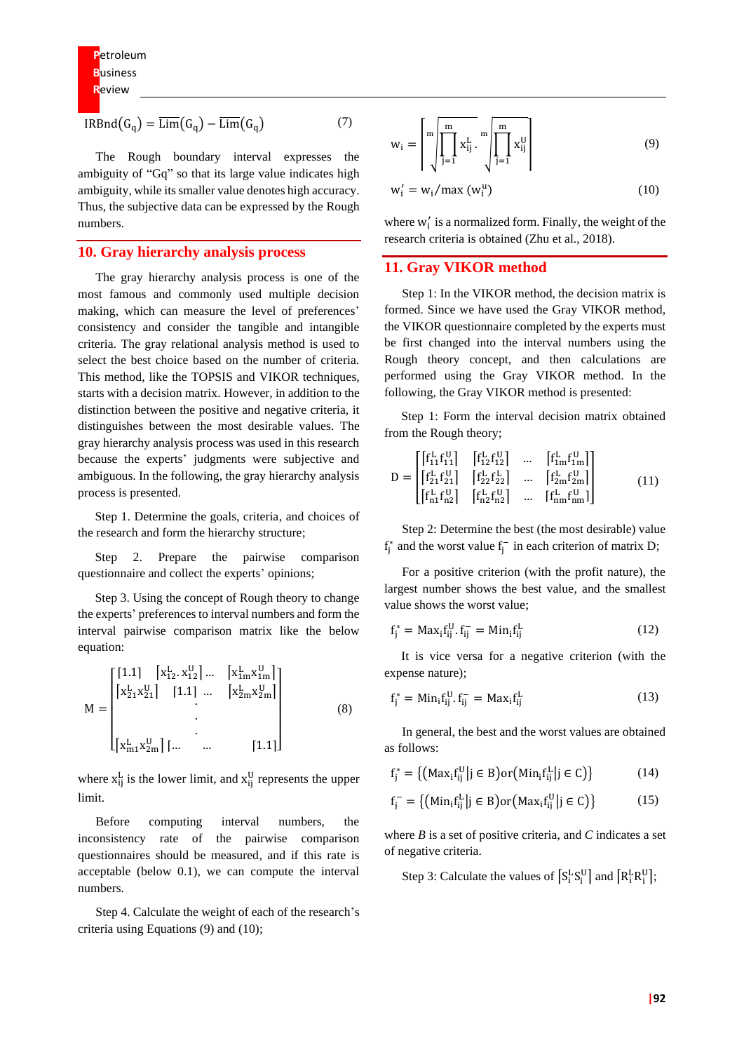$$\text{IRBnd}(G_q) = \overline{\text{Lim}}(G_q) - \underline{\text{Lim}}(G_q) \tag{7}$$

The Rough boundary interval expresses the ambiguity of "Gq" so that its large value indicates high ambiguity, while its smaller value denotes high accuracy. Thus, the subjective data can be expressed by the Rough numbers.

## 10. Gray hierarchy analysis process

The gray hierarchy analysis process is one of the most famous and commonly used multiple decision making, which can measure the level of preferences' consistency and consider the tangible and intangible criteria. The gray relational analysis method is used to select the best choice based on the number of criteria. This method, like the TOPSIS and VIKOR techniques, starts with a decision matrix. However, in addition to the distinction between the positive and negative criteria, it distinguishes between the most desirable values. The gray hierarchy analysis process was used in this research because the experts' judgments were subjective and ambiguous. In the following, the gray hierarchy analysis process is presented.

Step 1. Determine the goals, criteria, and choices of the research and form the hierarchy structure;

Step 2. Prepare the pairwise comparison questionnaire and collect the experts' opinions;

Step 3. Using the concept of Rough theory to change the experts' preferences to interval numbers and form the interval pairwise comparison matrix like the below equation:

$$M = \begin{bmatrix} [1.1] & [x_{12}^L . x_{12}^U] \ldots & [x_{1m}^L x_{1m}^U] \\ [x_{21}^L x_{21}^U] & [1.1] \ \ldots & [x_{2m}^L x_{2m}^U] \\ & \vdots & \\ [x_{m1}^L x_{2m}^U] \ [\ldots & \ldots & [1.1] \end{bmatrix} \tag{8}$$

where $x_{ij}^L$ is the lower limit, and $x_{ij}^U$ represents the upper limit.

Before computing interval numbers, the inconsistency rate of the pairwise comparison questionnaires should be measured, and if this rate is acceptable (below 0.1), we can compute the interval numbers.

Step 4. Calculate the weight of each of the research's criteria using Equations (9) and (10);

$$w_i = \left[ \sqrt[m]{\prod_{j=1}^{m} x_{ij}^L} \,.\, \sqrt[m]{\prod_{j=1}^{m} x_{ij}^U} \right] \tag{9}$$

$$w_i' = w_i / \max(w_i^u) \tag{10}$$

where $w_i'$ is a normalized form. Finally, the weight of the research criteria is obtained (Zhu et al., 2018).

## 11. Gray VIKOR method

Step 1: In the VIKOR method, the decision matrix is formed. Since we have used the Gray VIKOR method, the VIKOR questionnaire completed by the experts must be first changed into the interval numbers using the Rough theory concept, and then calculations are performed using the Gray VIKOR method. In the following, the Gray VIKOR method is presented:

Step 1: Form the interval decision matrix obtained from the Rough theory;

$$D = \begin{bmatrix} [f_{11}^L f_{11}^U] & [f_{12}^L f_{12}^U] & \ldots & [f_{1m}^L f_{1m}^U] \\ [f_{21}^L f_{21}^U] & [f_{22}^L f_{22}^L] & \ldots & [f_{2m}^L f_{2m}^U] \\ [f_{n1}^L f_{n2}^U] & [f_{n2}^L f_{n2}^U] & \ldots & [f_{nm}^L f_{nm}^U] \end{bmatrix} \tag{11}$$

Step 2: Determine the best (the most desirable) value $f_j^*$ and the worst value $f_j^-$ in each criterion of matrix D;

For a positive criterion (with the profit nature), the largest number shows the best value, and the smallest value shows the worst value;

$$f_j^* = \text{Max}_i f_{ij}^U . f_{ij}^- = \text{Min}_i f_{ij}^L \tag{12}$$

It is vice versa for a negative criterion (with the expense nature);

$$f_j^* = \text{Min}_i f_{ij}^L . f_{ij}^- = \text{Max}_i f_{ij}^L \tag{13}$$

In general, the best and the worst values are obtained as follows:

$$f_j^* = \left\{ \left(\text{Max}_i f_{ij}^U \middle| j \in B\right) \text{or} \left(\text{Min}_i f_{ij}^L \middle| j \in C\right) \right\} \tag{14}$$

$$f_j^- = \left\{ \left(\text{Min}_i f_{ij}^L \middle| j \in B\right) \text{or} \left(\text{Max}_i f_{ij}^U \middle| j \in C\right) \right\} \tag{15}$$

where *B* is a set of positive criteria, and *C* indicates a set of negative criteria.

Step 3: Calculate the values of $[S_i^L S_i^U]$ and $[R_i^L R_i^U]$;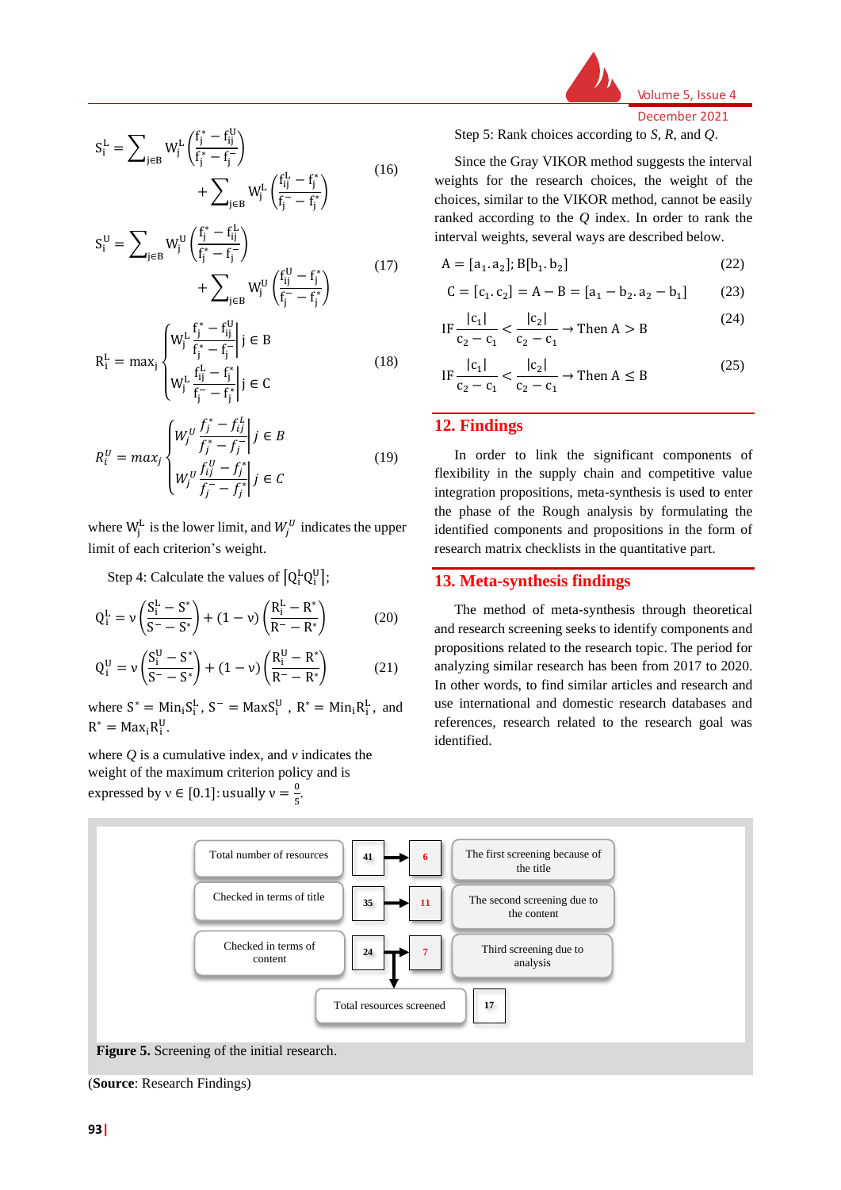$$S_i^L = \sum_{j\in B} W_j^L \left(\frac{f_j^* - f_{ij}^U}{f_j^* - f_j^-}\right) + \sum_{j\in B} W_j^L \left(\frac{f_{ij}^L - f_j^*}{f_j^- - f_j^*}\right) \tag{16}$$

$$S_i^U = \sum_{j\in B} W_j^U \left(\frac{f_j^* - f_{ij}^L}{f_j^* - f_j^-}\right) + \sum_{j\in B} W_j^U \left(\frac{f_{ij}^U - f_j^*}{f_j^- - f_j^*}\right) \tag{17}$$

$$R_i^L = max_j \begin{cases} W_j^L \left|\frac{f_j^* - f_{ij}^U}{f_j^* - f_j^-}\right| j \in B \\ W_j^L \left|\frac{f_{ij}^L - f_j^*}{f_j^- - f_j^*}\right| j \in C \end{cases} \tag{18}$$

$$R_i^U = max_j \begin{cases} W_j^U \left|\frac{f_j^* - f_{ij}^L}{f_j^* - f_j^-}\right| j \in B \\ W_j^U \left|\frac{f_{ij}^U - f_j^*}{f_j^- - f_j^*}\right| j \in C \end{cases} \tag{19}$$

where $W_j^L$ is the lower limit, and $W_j^U$ indicates the upper limit of each criterion's weight.

Step 4: Calculate the values of $[Q_i^L Q_i^U]$;

$$Q_i^L = v\left(\frac{S_i^L - S^*}{S^- - S^*}\right) + (1-v)\left(\frac{R_i^L - R^*}{R^- - R^*}\right) \tag{20}$$

$$Q_i^U = v\left(\frac{S_i^U - S^*}{S^- - S^*}\right) + (1-v)\left(\frac{R_i^U - R^*}{R^- - R^*}\right) \tag{21}$$

where $S^* = Min_i S_i^L$, $S^- = Max S_i^U$ , $R^* = Min_i R_i^L$, and $R^* = Max_i R_i^U$.

where $Q$ is a cumulative index, and $v$ indicates the weight of the maximum criterion policy and is expressed by $v \in [0.1]$: usually $v = \frac{0}{5}$.

Step 5: Rank choices according to *S*, *R*, and *Q*.

Since the Gray VIKOR method suggests the interval weights for the research choices, the weight of the choices, similar to the VIKOR method, cannot be easily ranked according to the *Q* index. In order to rank the interval weights, several ways are described below.

$$A = [a_1.a_2];\ B[b_1.b_2] \tag{22}$$

$$C = [c_1.c_2] = A - B = [a_1 - b_2.a_2 - b_1] \tag{23}$$

$$\text{IF} \frac{|c_1|}{c_2 - c_1} < \frac{|c_2|}{c_2 - c_1} \to \text{Then } A > B \tag{24}$$

$$\text{IF} \frac{|c_1|}{c_2 - c_1} < \frac{|c_2|}{c_2 - c_1} \to \text{Then } A \leq B \tag{25}$$

## 12. Findings

In order to link the significant components of flexibility in the supply chain and competitive value integration propositions, meta-synthesis is used to enter the phase of the Rough analysis by formulating the identified components and propositions in the form of research matrix checklists in the quantitative part.

## 13. Meta-synthesis findings

The method of meta-synthesis through theoretical and research screening seeks to identify components and propositions related to the research topic. The period for analyzing similar research has been from 2017 to 2020. In other words, to find similar articles and research and use international and domestic research databases and references, research related to the research goal was identified.

| | | | |
|---|---|---|---|
| Total number of resources | 41 | 6 | The first screening because of the title |
| Checked in terms of title | 35 | 11 | The second screening due to the content |
| Checked in terms of content | 24 | 7 | Third screening due to analysis |
| Total resources screened | 17 | | |

**Figure 5.** Screening of the initial research.

(**Source**: Research Findings)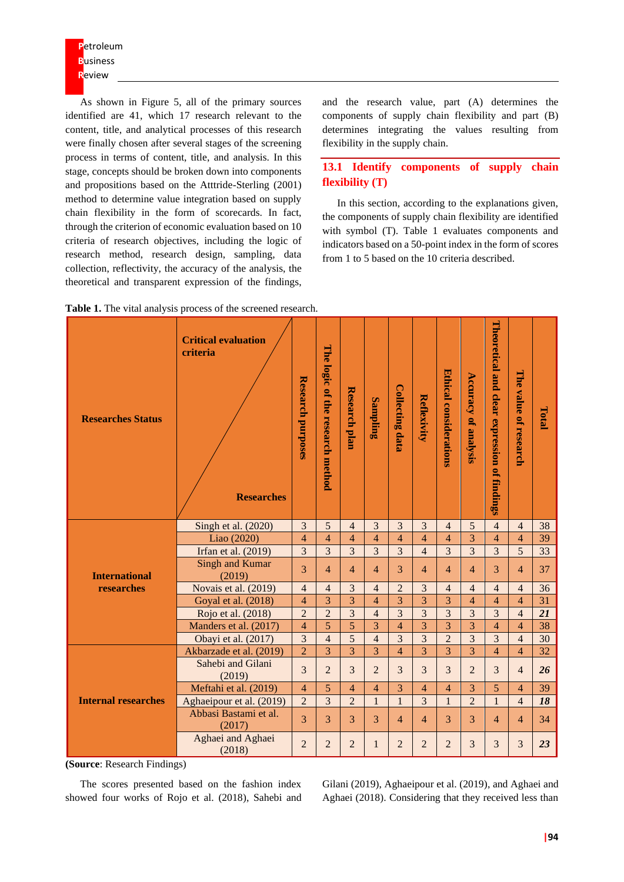As shown in Figure 5, all of the primary sources identified are 41, which 17 research relevant to the content, title, and analytical processes of this research were finally chosen after several stages of the screening process in terms of content, title, and analysis. In this stage, concepts should be broken down into components and propositions based on the Atttride-Sterling (2001) method to determine value integration based on supply chain flexibility in the form of scorecards. In fact, through the criterion of economic evaluation based on 10 criteria of research objectives, including the logic of research method, research design, sampling, data collection, reflectivity, the accuracy of the analysis, the theoretical and transparent expression of the findings, and the research value, part (A) determines the components of supply chain flexibility and part (B) determines integrating the values resulting from flexibility in the supply chain.

## 13.1 Identify components of supply chain flexibility (T)

In this section, according to the explanations given, the components of supply chain flexibility are identified with symbol (T). Table 1 evaluates components and indicators based on a 50-point index in the form of scores from 1 to 5 based on the 10 criteria described.

**Table 1.** The vital analysis process of the screened research.

| Researches Status | Critical evaluation criteria / Researches | Research purposes | The logic of the research method | Research plan | Sampling | Collecting data | Reflexivity | Ethical considerations | Accuracy of analysis | Theoretical and clear expression of findings | The value of research | Total |
|---|---|---|---|---|---|---|---|---|---|---|---|---|
| **International researches** | Singh et al. (2020) | 3 | 5 | 4 | 3 | 3 | 3 | 4 | 5 | 4 | 4 | 38 |
| | Liao (2020) | 4 | 4 | 4 | 4 | 4 | 4 | 4 | 3 | 4 | 4 | 39 |
| | Irfan et al. (2019) | 3 | 3 | 3 | 3 | 3 | 4 | 3 | 3 | 3 | 5 | 33 |
| | Singh and Kumar (2019) | 3 | 4 | 4 | 4 | 3 | 4 | 4 | 4 | 3 | 4 | 37 |
| | Novais et al. (2019) | 4 | 4 | 3 | 4 | 2 | 3 | 4 | 4 | 4 | 4 | 36 |
| | Goyal et al. (2018) | 4 | 3 | 3 | 4 | 3 | 3 | 3 | 4 | 4 | 4 | 31 |
| | Rojo et al. (2018) | 2 | 2 | 3 | 4 | 3 | 3 | 3 | 3 | 3 | 4 | ***21*** |
| | Manders et al. (2017) | 4 | 5 | 5 | 3 | 4 | 3 | 3 | 3 | 4 | 4 | 38 |
| | Obayi et al. (2017) | 3 | 4 | 5 | 4 | 3 | 3 | 2 | 3 | 3 | 4 | 30 |
| **Internal researches** | Akbarzade et al. (2019) | 2 | 3 | 3 | 3 | 4 | 3 | 3 | 3 | 4 | 4 | 32 |
| | Sahebi and Gilani (2019) | 3 | 2 | 3 | 2 | 3 | 3 | 3 | 2 | 3 | 4 | ***26*** |
| | Meftahi et al. (2019) | 4 | 5 | 4 | 4 | 3 | 4 | 4 | 3 | 5 | 4 | 39 |
| | Aghaeipour et al. (2019) | 2 | 3 | 2 | 1 | 1 | 3 | 1 | 2 | 1 | 4 | ***18*** |
| | Abbasi Bastami et al. (2017) | 3 | 3 | 3 | 3 | 4 | 4 | 3 | 3 | 4 | 4 | 34 |
| | Aghaei and Aghaei (2018) | 2 | 2 | 2 | 1 | 2 | 2 | 2 | 3 | 3 | 3 | ***23*** |

(**Source**: Research Findings)

The scores presented based on the fashion index showed four works of Rojo et al. (2018), Sahebi and Gilani (2019), Aghaeipour et al. (2019), and Aghaei and Aghaei (2018). Considering that they received less than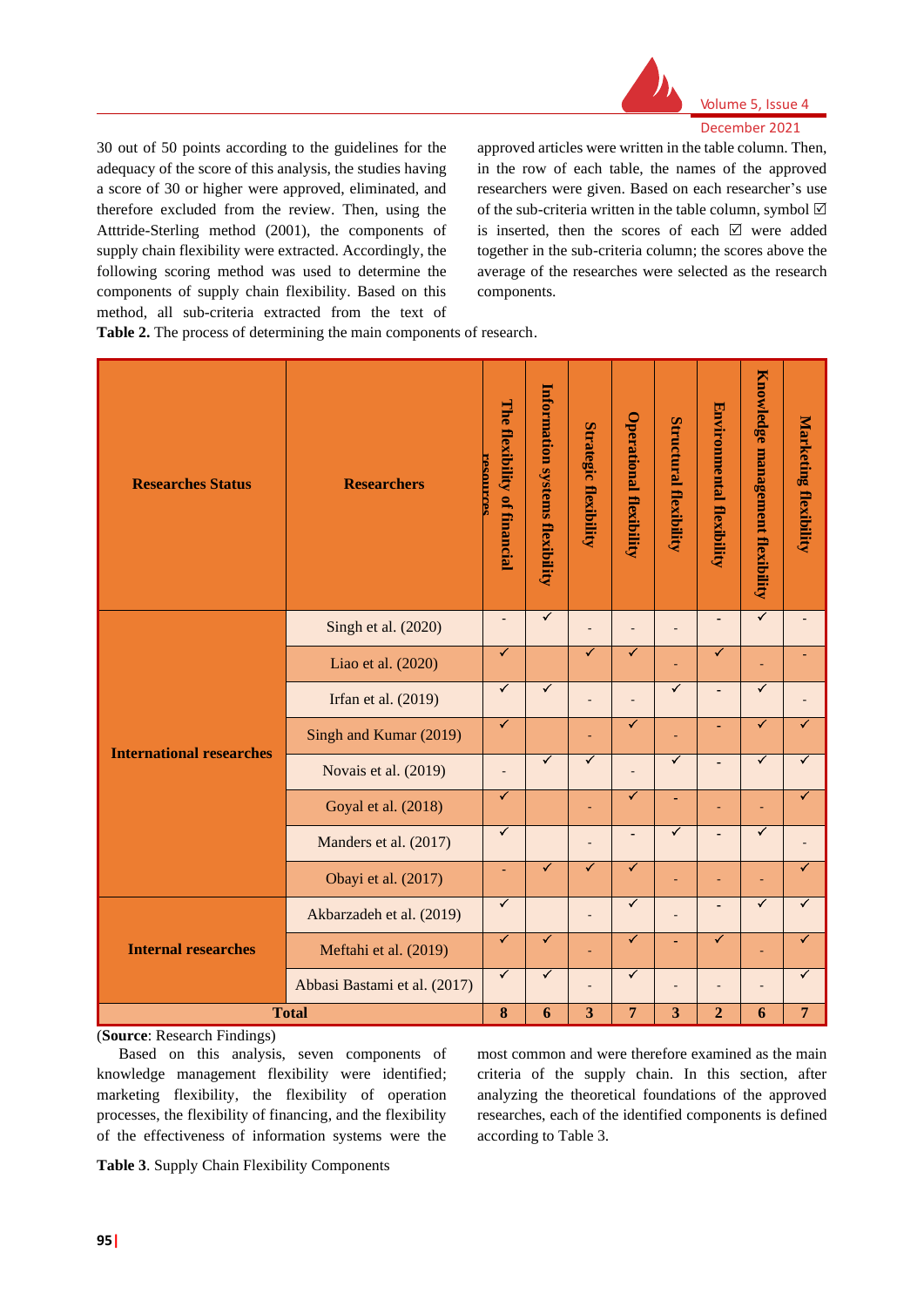30 out of 50 points according to the guidelines for the adequacy of the score of this analysis, the studies having a score of 30 or higher were approved, eliminated, and therefore excluded from the review. Then, using the Atttride-Sterling method (2001), the components of supply chain flexibility were extracted. Accordingly, the following scoring method was used to determine the components of supply chain flexibility. Based on this method, all sub-criteria extracted from the text of approved articles were written in the table column. Then, in the row of each table, the names of the approved researchers were given. Based on each researcher's use of the sub-criteria written in the table column, symbol ☑ is inserted, then the scores of each ☑ were added together in the sub-criteria column; the scores above the average of the researches were selected as the research components.

**Table 2.** The process of determining the main components of research.

| Researches Status | Researchers | The flexibility of financial resources | Information systems flexibility | Strategic flexibility | Operational flexibility | Structural flexibility | Environmental flexibility | Knowledge management flexibility | Marketing flexibility |
|---|---|---|---|---|---|---|---|---|---|
| International researches | Singh et al. (2020) | - | ✓ | - | - | - | - | ✓ | - |
| | Liao et al. (2020) | ✓ | | ✓ | ✓ | - | ✓ | - | - |
| | Irfan et al. (2019) | ✓ | ✓ | - | - | ✓ | - | ✓ | - |
| | Singh and Kumar (2019) | ✓ | | - | ✓ | - | - | ✓ | ✓ |
| | Novais et al. (2019) | - | ✓ | ✓ | - | ✓ | - | ✓ | ✓ |
| | Goyal et al. (2018) | ✓ | | - | ✓ | - | - | - | ✓ |
| | Manders et al. (2017) | ✓ | | - | - | ✓ | - | ✓ | - |
| | Obayi et al. (2017) | - | ✓ | ✓ | ✓ | - | - | - | ✓ |
| Internal researches | Akbarzadeh et al. (2019) | ✓ | | - | ✓ | - | - | ✓ | ✓ |
| | Meftahi et al. (2019) | ✓ | ✓ | - | ✓ | - | ✓ | - | ✓ |
| | Abbasi Bastami et al. (2017) | ✓ | ✓ | - | ✓ | - | - | - | ✓ |
| **Total** | | **8** | **6** | **3** | **7** | **3** | **2** | **6** | **7** |

(**Source**: Research Findings)

Based on this analysis, seven components of knowledge management flexibility were identified; marketing flexibility, the flexibility of operation processes, the flexibility of financing, and the flexibility of the effectiveness of information systems were the most common and were therefore examined as the main criteria of the supply chain. In this section, after analyzing the theoretical foundations of the approved researches, each of the identified components is defined according to Table 3.

**Table 3**. Supply Chain Flexibility Components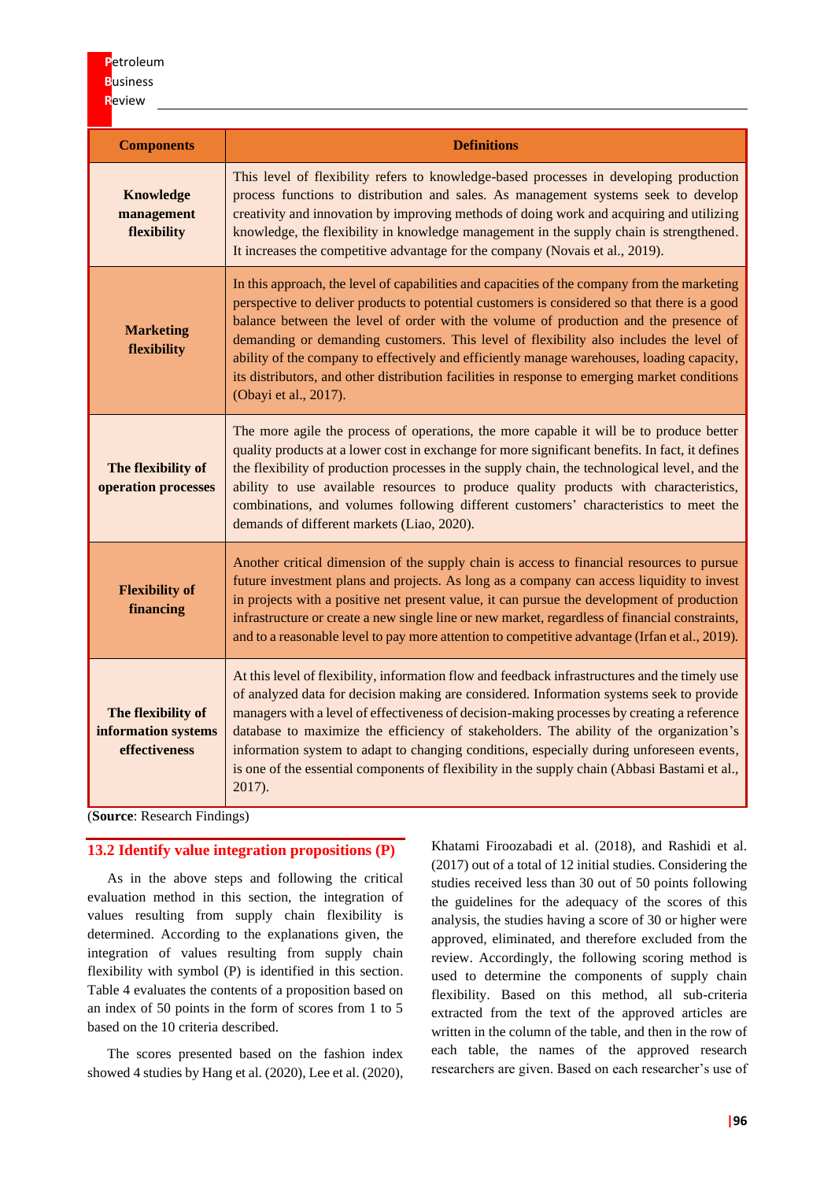| Components | Definitions |
|---|---|
| **Knowledge management flexibility** | This level of flexibility refers to knowledge-based processes in developing production process functions to distribution and sales. As management systems seek to develop creativity and innovation by improving methods of doing work and acquiring and utilizing knowledge, the flexibility in knowledge management in the supply chain is strengthened. It increases the competitive advantage for the company (Novais et al., 2019). |
| **Marketing flexibility** | In this approach, the level of capabilities and capacities of the company from the marketing perspective to deliver products to potential customers is considered so that there is a good balance between the level of order with the volume of production and the presence of demanding or demanding customers. This level of flexibility also includes the level of ability of the company to effectively and efficiently manage warehouses, loading capacity, its distributors, and other distribution facilities in response to emerging market conditions (Obayi et al., 2017). |
| **The flexibility of operation processes** | The more agile the process of operations, the more capable it will be to produce better quality products at a lower cost in exchange for more significant benefits. In fact, it defines the flexibility of production processes in the supply chain, the technological level, and the ability to use available resources to produce quality products with characteristics, combinations, and volumes following different customers' characteristics to meet the demands of different markets (Liao, 2020). |
| **Flexibility of financing** | Another critical dimension of the supply chain is access to financial resources to pursue future investment plans and projects. As long as a company can access liquidity to invest in projects with a positive net present value, it can pursue the development of production infrastructure or create a new single line or new market, regardless of financial constraints, and to a reasonable level to pay more attention to competitive advantage (Irfan et al., 2019). |
| **The flexibility of information systems effectiveness** | At this level of flexibility, information flow and feedback infrastructures and the timely use of analyzed data for decision making are considered. Information systems seek to provide managers with a level of effectiveness of decision-making processes by creating a reference database to maximize the efficiency of stakeholders. The ability of the organization's information system to adapt to changing conditions, especially during unforeseen events, is one of the essential components of flexibility in the supply chain (Abbasi Bastami et al., 2017). |

(**Source**: Research Findings)

## 13.2 Identify value integration propositions (P)

As in the above steps and following the critical evaluation method in this section, the integration of values resulting from supply chain flexibility is determined. According to the explanations given, the integration of values resulting from supply chain flexibility with symbol (P) is identified in this section. Table 4 evaluates the contents of a proposition based on an index of 50 points in the form of scores from 1 to 5 based on the 10 criteria described.

The scores presented based on the fashion index showed 4 studies by Hang et al. (2020), Lee et al. (2020), Khatami Firoozabadi et al. (2018), and Rashidi et al. (2017) out of a total of 12 initial studies. Considering the studies received less than 30 out of 50 points following the guidelines for the adequacy of the scores of this analysis, the studies having a score of 30 or higher were approved, eliminated, and therefore excluded from the review. Accordingly, the following scoring method is used to determine the components of supply chain flexibility. Based on this method, all sub-criteria extracted from the text of the approved articles are written in the column of the table, and then in the row of each table, the names of the approved research researchers are given. Based on each researcher's use of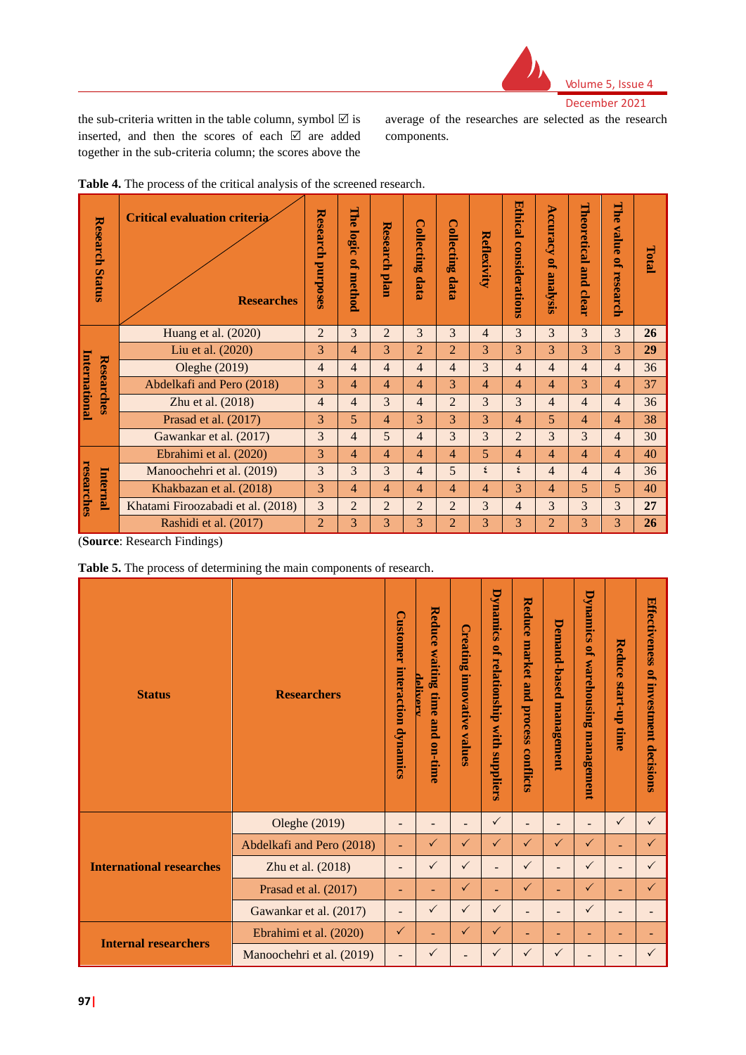the sub-criteria written in the table column, symbol ☑ is inserted, and then the scores of each ☑ are added together in the sub-criteria column; the scores above the average of the researches are selected as the research components.

**Table 4.** The process of the critical analysis of the screened research.

| Research Status | Critical evaluation criteria / Researches | Research purposes | The logic of method | Research plan | Collecting data | Collecting data | Reflexivity | Ethical considerations | Accuracy of analysis | Theoretical and clear | The value of research | Total |
|---|---|---|---|---|---|---|---|---|---|---|---|---|
| International Researches | Huang et al. (2020) | 2 | 3 | 2 | 3 | 3 | 4 | 3 | 3 | 3 | 3 | **26** |
| | Liu et al. (2020) | 3 | 4 | 3 | 2 | 2 | 3 | 3 | 3 | 3 | 3 | **29** |
| | Oleghe (2019) | 4 | 4 | 4 | 4 | 4 | 3 | 4 | 4 | 4 | 4 | 36 |
| | Abdelkafi and Pero (2018) | 3 | 4 | 4 | 4 | 3 | 4 | 4 | 4 | 3 | 4 | 37 |
| | Zhu et al. (2018) | 4 | 4 | 3 | 4 | 2 | 3 | 3 | 4 | 4 | 4 | 36 |
| | Prasad et al. (2017) | 3 | 5 | 4 | 3 | 3 | 3 | 4 | 5 | 4 | 4 | 38 |
| | Gawankar et al. (2017) | 3 | 4 | 5 | 4 | 3 | 3 | 2 | 3 | 3 | 4 | 30 |
| Internal researches | Ebrahimi et al. (2020) | 3 | 4 | 4 | 4 | 4 | 5 | 4 | 4 | 4 | 4 | 40 |
| | Manoochehri et al. (2019) | 3 | 3 | 3 | 4 | 5 | ٤ | ٤ | 4 | 4 | 4 | 36 |
| | Khakbazan et al. (2018) | 3 | 4 | 4 | 4 | 4 | 4 | 3 | 4 | 5 | 5 | 40 |
| | Khatami Firoozabadi et al. (2018) | 3 | 2 | 2 | 2 | 2 | 3 | 4 | 3 | 3 | 3 | **27** |
| | Rashidi et al. (2017) | 2 | 3 | 3 | 3 | 2 | 3 | 3 | 2 | 3 | 3 | **26** |

(**Source**: Research Findings)

**Table 5.** The process of determining the main components of research.

| Status | Researchers | Customer interaction dynamics | Reduce waiting time and on-time delivery | Creating innovative values | Dynamics of relationship with suppliers | Reduce market and process conflicts | Demand-based management | Dynamics of warehousing management | Reduce start-up time | Effectiveness of investment decisions |
|---|---|---|---|---|---|---|---|---|---|---|
| International researches | Oleghe (2019) | - | - | - | ✓ | - | - | - | ✓ | ✓ |
| | Abdelkafi and Pero (2018) | - | ✓ | ✓ | ✓ | ✓ | ✓ | ✓ | - | ✓ |
| | Zhu et al. (2018) | - | ✓ | ✓ | - | ✓ | - | ✓ | - | ✓ |
| | Prasad et al. (2017) | - | - | ✓ | - | ✓ | - | ✓ | - | ✓ |
| | Gawankar et al. (2017) | - | ✓ | ✓ | ✓ | - | - | ✓ | - | - |
| Internal researchers | Ebrahimi et al. (2020) | ✓ | - | ✓ | ✓ | - | - | - | - | - |
| | Manoochehri et al. (2019) | - | ✓ | - | ✓ | ✓ | ✓ | - | - | ✓ |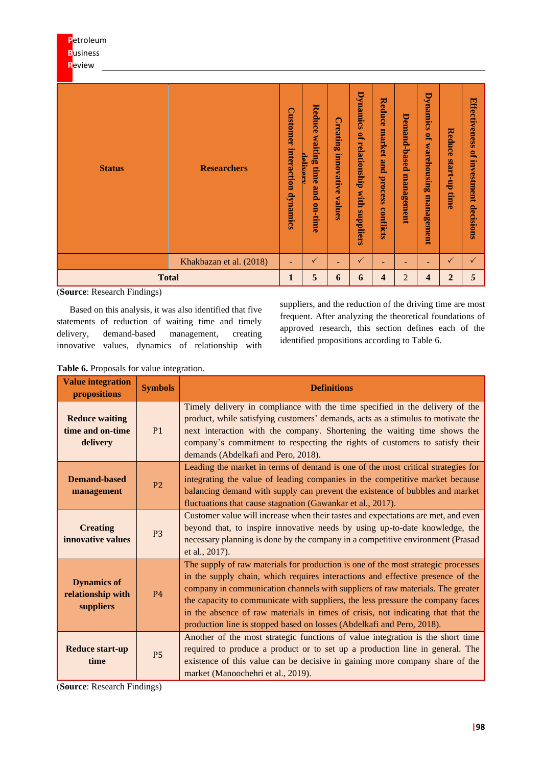| Status | Researchers | Customer interaction dynamics | Reduce waiting time and on-time delivery | Creating innovative values | Dynamics of relationship with suppliers | Reduce market and process conflicts | Demand-based management | Dynamics of warehousing management | Reduce start-up time | Effectiveness of investment decisions |
|---|---|---|---|---|---|---|---|---|---|---|
| | Khakbazan et al. (2018) | - | ✓ | - | ✓ | - | - | - | ✓ | ✓ |
| **Total** | | **1** | **5** | **6** | **6** | **4** | 2 | **4** | **2** | **5** |

(**Source**: Research Findings)

Based on this analysis, it was also identified that five statements of reduction of waiting time and timely delivery, demand-based management, creating innovative values, dynamics of relationship with suppliers, and the reduction of the driving time are most frequent. After analyzing the theoretical foundations of approved research, this section defines each of the identified propositions according to Table 6.

**Table 6.** Proposals for value integration.

| Value integration propositions | Symbols | Definitions |
|---|---|---|
| **Reduce waiting time and on-time delivery** | P1 | Timely delivery in compliance with the time specified in the delivery of the product, while satisfying customers' demands, acts as a stimulus to motivate the next interaction with the company. Shortening the waiting time shows the company's commitment to respecting the rights of customers to satisfy their demands (Abdelkafi and Pero, 2018). |
| **Demand-based management** | P2 | Leading the market in terms of demand is one of the most critical strategies for integrating the value of leading companies in the competitive market because balancing demand with supply can prevent the existence of bubbles and market fluctuations that cause stagnation (Gawankar et al., 2017). |
| **Creating innovative values** | P3 | Customer value will increase when their tastes and expectations are met, and even beyond that, to inspire innovative needs by using up-to-date knowledge, the necessary planning is done by the company in a competitive environment (Prasad et al., 2017). |
| **Dynamics of relationship with suppliers** | P4 | The supply of raw materials for production is one of the most strategic processes in the supply chain, which requires interactions and effective presence of the company in communication channels with suppliers of raw materials. The greater the capacity to communicate with suppliers, the less pressure the company faces in the absence of raw materials in times of crisis, not indicating that that the production line is stopped based on losses (Abdelkafi and Pero, 2018). |
| **Reduce start-up time** | P5 | Another of the most strategic functions of value integration is the short time required to produce a product or to set up a production line in general. The existence of this value can be decisive in gaining more company share of the market (Manoochehri et al., 2019). |

(**Source**: Research Findings)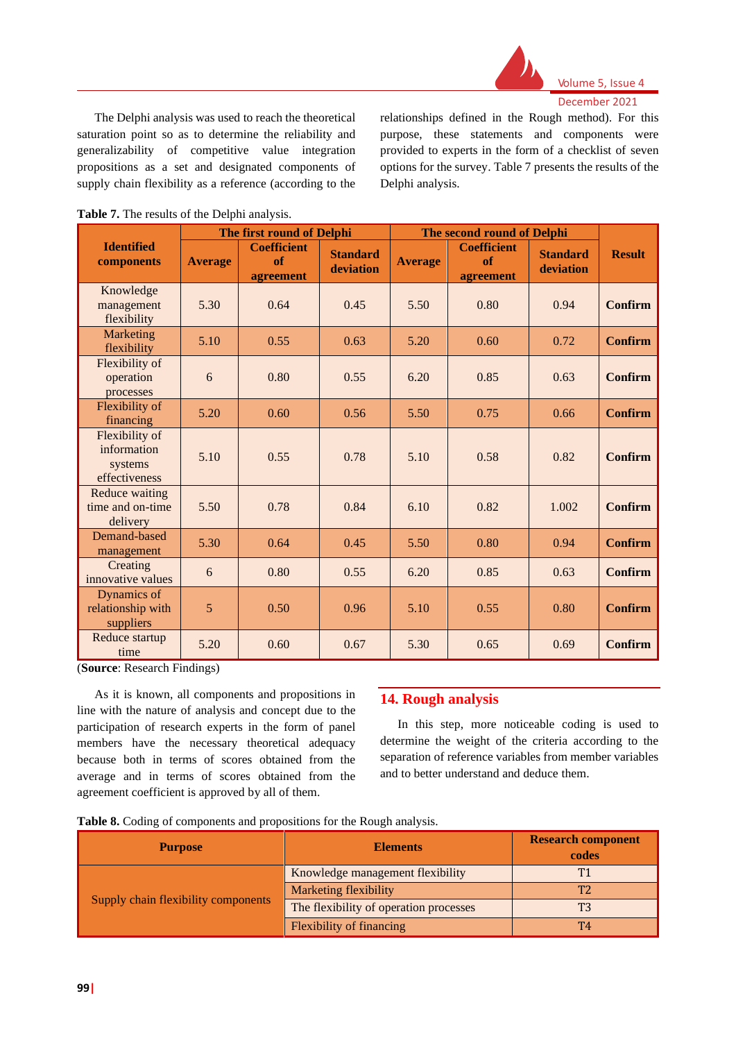The Delphi analysis was used to reach the theoretical saturation point so as to determine the reliability and generalizability of competitive value integration propositions as a set and designated components of supply chain flexibility as a reference (according to the relationships defined in the Rough method). For this purpose, these statements and components were provided to experts in the form of a checklist of seven options for the survey. Table 7 presents the results of the Delphi analysis.

**Table 7.** The results of the Delphi analysis.

| Identified components | The first round of Delphi | | | The second round of Delphi | | | Result |
|---|---|---|---|---|---|---|---|
| | Average | Coefficient of agreement | Standard deviation | Average | Coefficient of agreement | Standard deviation | |
| Knowledge management flexibility | 5.30 | 0.64 | 0.45 | 5.50 | 0.80 | 0.94 | **Confirm** |
| Marketing flexibility | 5.10 | 0.55 | 0.63 | 5.20 | 0.60 | 0.72 | **Confirm** |
| Flexibility of operation processes | 6 | 0.80 | 0.55 | 6.20 | 0.85 | 0.63 | **Confirm** |
| Flexibility of financing | 5.20 | 0.60 | 0.56 | 5.50 | 0.75 | 0.66 | **Confirm** |
| Flexibility of information systems effectiveness | 5.10 | 0.55 | 0.78 | 5.10 | 0.58 | 0.82 | **Confirm** |
| Reduce waiting time and on-time delivery | 5.50 | 0.78 | 0.84 | 6.10 | 0.82 | 1.002 | **Confirm** |
| Demand-based management | 5.30 | 0.64 | 0.45 | 5.50 | 0.80 | 0.94 | **Confirm** |
| Creating innovative values | 6 | 0.80 | 0.55 | 6.20 | 0.85 | 0.63 | **Confirm** |
| Dynamics of relationship with suppliers | 5 | 0.50 | 0.96 | 5.10 | 0.55 | 0.80 | **Confirm** |
| Reduce startup time | 5.20 | 0.60 | 0.67 | 5.30 | 0.65 | 0.69 | **Confirm** |

(**Source**: Research Findings)

As it is known, all components and propositions in line with the nature of analysis and concept due to the participation of research experts in the form of panel members have the necessary theoretical adequacy because both in terms of scores obtained from the average and in terms of scores obtained from the agreement coefficient is approved by all of them.

## 14. Rough analysis

In this step, more noticeable coding is used to determine the weight of the criteria according to the separation of reference variables from member variables and to better understand and deduce them.

**Table 8.** Coding of components and propositions for the Rough analysis.

| Purpose | Elements | Research component codes |
|---|---|---|
| Supply chain flexibility components | Knowledge management flexibility | T1 |
| | Marketing flexibility | T2 |
| | The flexibility of operation processes | T3 |
| | Flexibility of financing | T4 |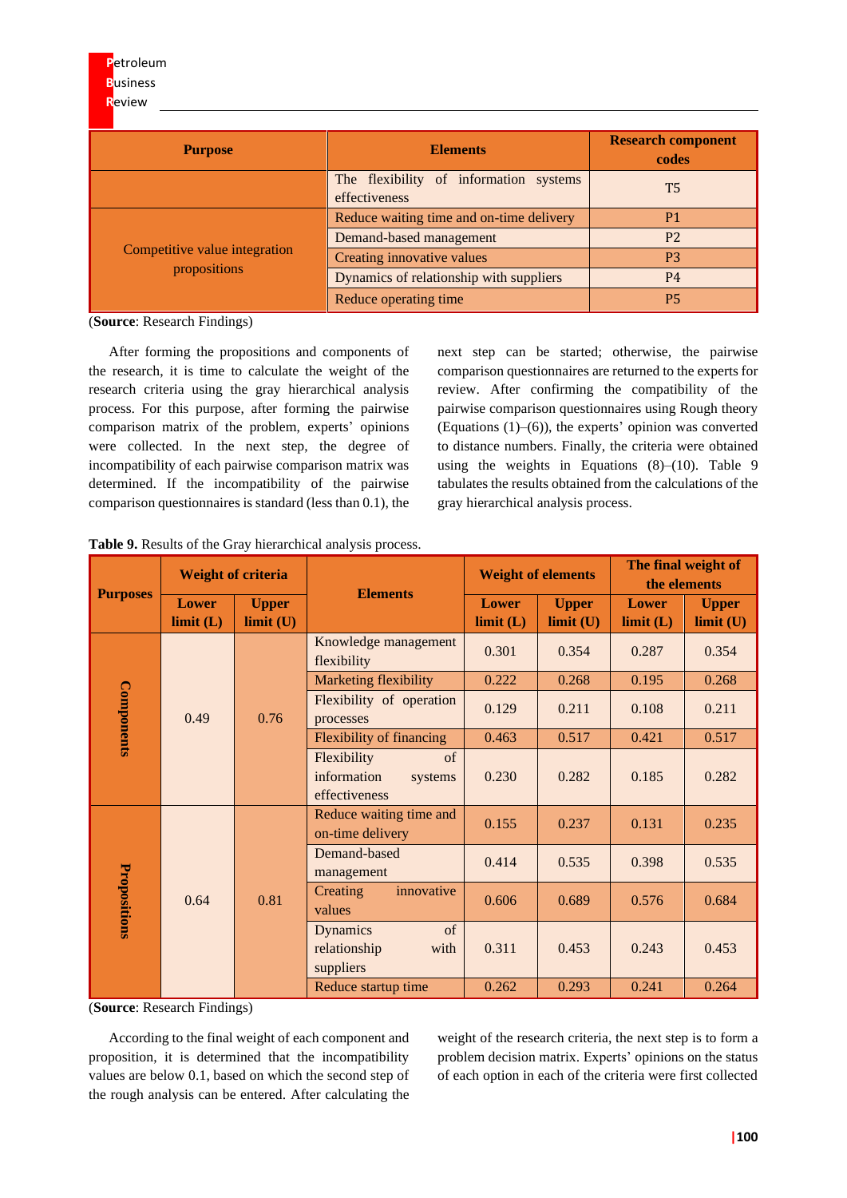| Purpose | Elements | Research component codes |
|---|---|---|
| | The flexibility of information systems effectiveness | T5 |
| Competitive value integration propositions | Reduce waiting time and on-time delivery | P1 |
| | Demand-based management | P2 |
| | Creating innovative values | P3 |
| | Dynamics of relationship with suppliers | P4 |
| | Reduce operating time | P5 |

(**Source**: Research Findings)

After forming the propositions and components of the research, it is time to calculate the weight of the research criteria using the gray hierarchical analysis process. For this purpose, after forming the pairwise comparison matrix of the problem, experts' opinions were collected. In the next step, the degree of incompatibility of each pairwise comparison matrix was determined. If the incompatibility of the pairwise comparison questionnaires is standard (less than 0.1), the next step can be started; otherwise, the pairwise comparison questionnaires are returned to the experts for review. After confirming the compatibility of the pairwise comparison questionnaires using Rough theory (Equations (1)–(6)), the experts' opinion was converted to distance numbers. Finally, the criteria were obtained using the weights in Equations (8)–(10). Table 9 tabulates the results obtained from the calculations of the gray hierarchical analysis process.

**Table 9.** Results of the Gray hierarchical analysis process.

| Purposes | Weight of criteria | | Elements | Weight of elements | | The final weight of the elements | |
|---|---|---|---|---|---|---|---|
| | Lower limit (L) | Upper limit (U) | | Lower limit (L) | Upper limit (U) | Lower limit (L) | Upper limit (U) |
| Components | 0.49 | 0.76 | Knowledge management flexibility | 0.301 | 0.354 | 0.287 | 0.354 |
| | | | Marketing flexibility | 0.222 | 0.268 | 0.195 | 0.268 |
| | | | Flexibility of operation processes | 0.129 | 0.211 | 0.108 | 0.211 |
| | | | Flexibility of financing | 0.463 | 0.517 | 0.421 | 0.517 |
| | | | Flexibility of information systems effectiveness | 0.230 | 0.282 | 0.185 | 0.282 |
| Propositions | 0.64 | 0.81 | Reduce waiting time and on-time delivery | 0.155 | 0.237 | 0.131 | 0.235 |
| | | | Demand-based management | 0.414 | 0.535 | 0.398 | 0.535 |
| | | | Creating innovative values | 0.606 | 0.689 | 0.576 | 0.684 |
| | | | Dynamics of relationship with suppliers | 0.311 | 0.453 | 0.243 | 0.453 |
| | | | Reduce startup time | 0.262 | 0.293 | 0.241 | 0.264 |

(**Source**: Research Findings)

According to the final weight of each component and proposition, it is determined that the incompatibility values are below 0.1, based on which the second step of the rough analysis can be entered. After calculating the weight of the research criteria, the next step is to form a problem decision matrix. Experts' opinions on the status of each option in each of the criteria were first collected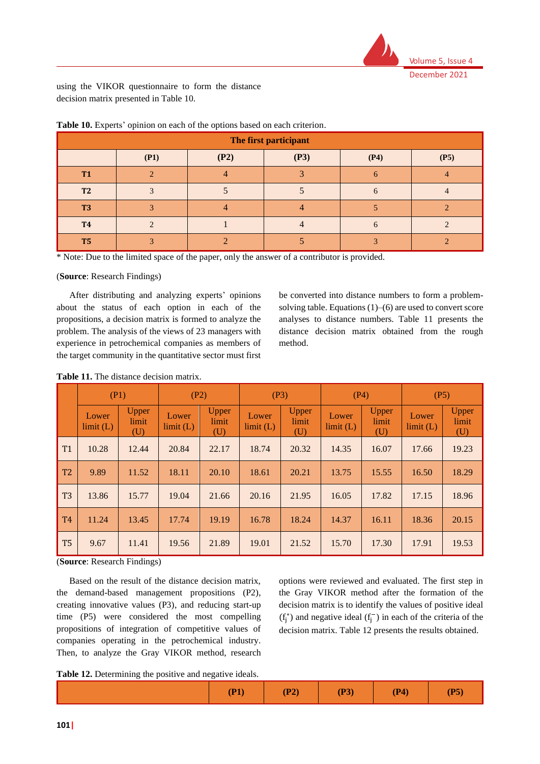using the VIKOR questionnaire to form the distance decision matrix presented in Table 10.

**Table 10.** Experts' opinion on each of the options based on each criterion.

| The first participant | | | | | |
|---|---|---|---|---|---|
| | **(P1)** | **(P2)** | **(P3)** | **(P4)** | **(P5)** |
| **T1** | 2 | 4 | 3 | 6 | 4 |
| **T2** | 3 | 5 | 5 | 6 | 4 |
| **T3** | 3 | 4 | 4 | 5 | 2 |
| **T4** | 2 | 1 | 4 | 6 | 2 |
| **T5** | 3 | 2 | 5 | 3 | 2 |

* Note: Due to the limited space of the paper, only the answer of a contributor is provided.

(**Source**: Research Findings)

After distributing and analyzing experts' opinions about the status of each option in each of the propositions, a decision matrix is formed to analyze the problem. The analysis of the views of 23 managers with experience in petrochemical companies as members of the target community in the quantitative sector must first be converted into distance numbers to form a problem-solving table. Equations (1)–(6) are used to convert score analyses to distance numbers. Table 11 presents the distance decision matrix obtained from the rough method.

**Table 11.** The distance decision matrix.

| | (P1) | | (P2) | | (P3) | | (P4) | | (P5) | |
|---|---|---|---|---|---|---|---|---|---|---|
| | Lower limit (L) | Upper limit (U) | Lower limit (L) | Upper limit (U) | Lower limit (L) | Upper limit (U) | Lower limit (L) | Upper limit (U) | Lower limit (L) | Upper limit (U) |
| T1 | 10.28 | 12.44 | 20.84 | 22.17 | 18.74 | 20.32 | 14.35 | 16.07 | 17.66 | 19.23 |
| T2 | 9.89 | 11.52 | 18.11 | 20.10 | 18.61 | 20.21 | 13.75 | 15.55 | 16.50 | 18.29 |
| T3 | 13.86 | 15.77 | 19.04 | 21.66 | 20.16 | 21.95 | 16.05 | 17.82 | 17.15 | 18.96 |
| T4 | 11.24 | 13.45 | 17.74 | 19.19 | 16.78 | 18.24 | 14.37 | 16.11 | 18.36 | 20.15 |
| T5 | 9.67 | 11.41 | 19.56 | 21.89 | 19.01 | 21.52 | 15.70 | 17.30 | 17.91 | 19.53 |

(**Source**: Research Findings)

Based on the result of the distance decision matrix, the demand-based management propositions (P2), creating innovative values (P3), and reducing start-up time (P5) were considered the most compelling propositions of integration of competitive values of companies operating in the petrochemical industry. Then, to analyze the Gray VIKOR method, research options were reviewed and evaluated. The first step in the Gray VIKOR method after the formation of the decision matrix is to identify the values of positive ideal ($f_j^*$) and negative ideal ($f_j^-$) in each of the criteria of the decision matrix. Table 12 presents the results obtained.

**Table 12.** Determining the positive and negative ideals.

| | **(P1)** | **(P2)** | **(P3)** | **(P4)** | **(P5)** |
|---|---|---|---|---|---|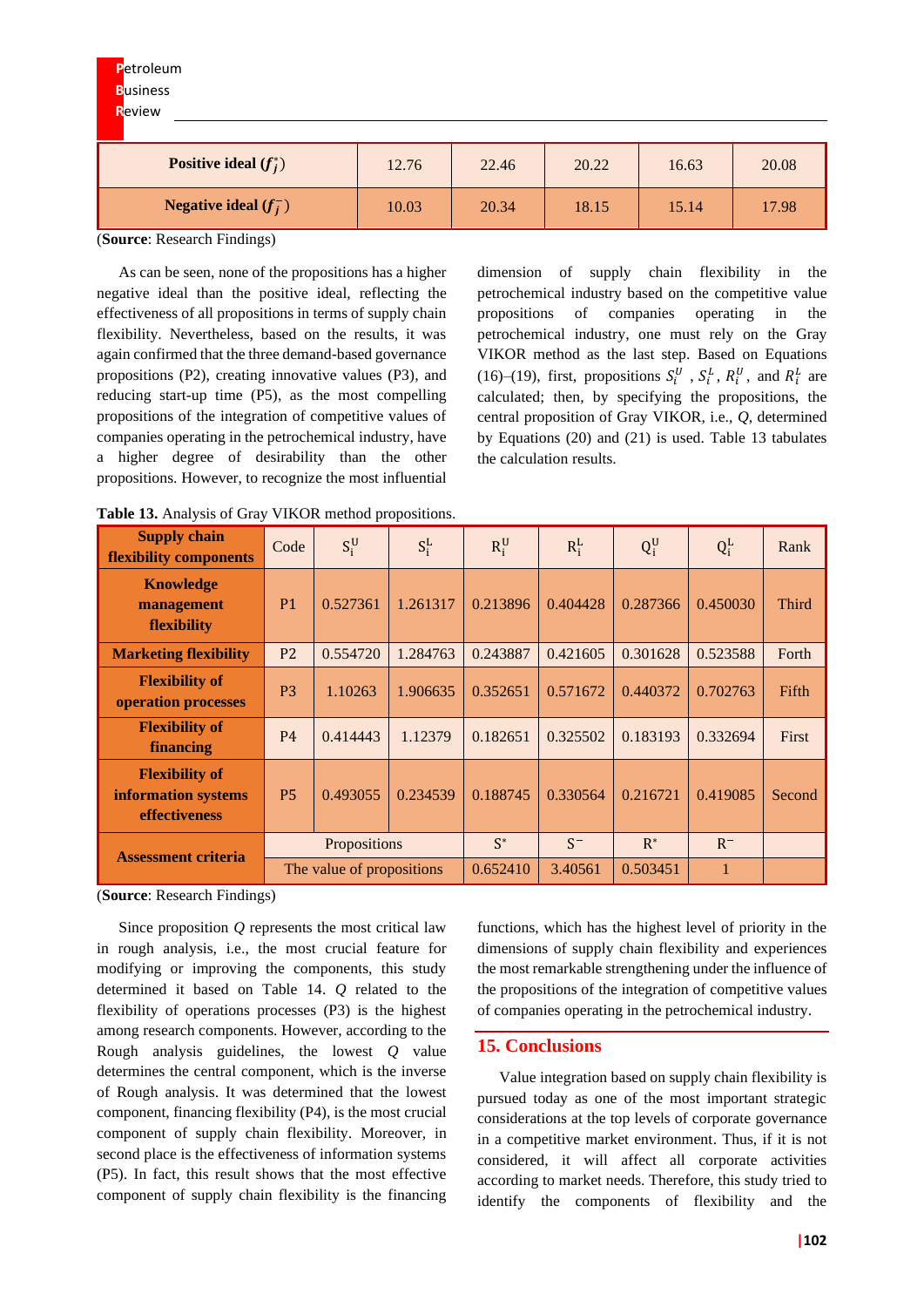| Positive ideal ($f_j^*$) | 12.76 | 22.46 | 20.22 | 16.63 | 20.08 |
|---|---|---|---|---|---|
| Negative ideal ($f_j^-$) | 10.03 | 20.34 | 18.15 | 15.14 | 17.98 |

(**Source**: Research Findings)

As can be seen, none of the propositions has a higher negative ideal than the positive ideal, reflecting the effectiveness of all propositions in terms of supply chain flexibility. Nevertheless, based on the results, it was again confirmed that the three demand-based governance propositions (P2), creating innovative values (P3), and reducing start-up time (P5), as the most compelling propositions of the integration of competitive values of companies operating in the petrochemical industry, have a higher degree of desirability than the other propositions. However, to recognize the most influential dimension of supply chain flexibility in the petrochemical industry based on the competitive value propositions of companies operating in the petrochemical industry, one must rely on the Gray VIKOR method as the last step. Based on Equations (16)–(19), first, propositions $S_i^U$ , $S_i^L$, $R_i^U$ , and $R_i^L$ are calculated; then, by specifying the propositions, the central proposition of Gray VIKOR, i.e., $Q$, determined by Equations (20) and (21) is used. Table 13 tabulates the calculation results.

**Table 13.** Analysis of Gray VIKOR method propositions.

| Supply chain flexibility components | Code | $S_i^U$ | $S_i^L$ | $R_i^U$ | $R_i^L$ | $Q_i^U$ | $Q_i^L$ | Rank |
|---|---|---|---|---|---|---|---|---|
| Knowledge management flexibility | P1 | 0.527361 | 1.261317 | 0.213896 | 0.404428 | 0.287366 | 0.450030 | Third |
| Marketing flexibility | P2 | 0.554720 | 1.284763 | 0.243887 | 0.421605 | 0.301628 | 0.523588 | Forth |
| Flexibility of operation processes | P3 | 1.10263 | 1.906635 | 0.352651 | 0.571672 | 0.440372 | 0.702763 | Fifth |
| Flexibility of financing | P4 | 0.414443 | 1.12379 | 0.182651 | 0.325502 | 0.183193 | 0.332694 | First |
| Flexibility of information systems effectiveness | P5 | 0.493055 | 0.234539 | 0.188745 | 0.330564 | 0.216721 | 0.419085 | Second |
| Assessment criteria | Propositions | | | $S^*$ | $S^-$ | $R^*$ | $R^-$ | |
| | The value of propositions | | | 0.652410 | 3.40561 | 0.503451 | 1 | |

(**Source**: Research Findings)

Since proposition $Q$ represents the most critical law in rough analysis, i.e., the most crucial feature for modifying or improving the components, this study determined it based on Table 14. $Q$ related to the flexibility of operations processes (P3) is the highest among research components. However, according to the Rough analysis guidelines, the lowest $Q$ value determines the central component, which is the inverse of Rough analysis. It was determined that the lowest component, financing flexibility (P4), is the most crucial component of supply chain flexibility. Moreover, in second place is the effectiveness of information systems (P5). In fact, this result shows that the most effective component of supply chain flexibility is the financing functions, which has the highest level of priority in the dimensions of supply chain flexibility and experiences the most remarkable strengthening under the influence of the propositions of the integration of competitive values of companies operating in the petrochemical industry.

## 15. Conclusions

Value integration based on supply chain flexibility is pursued today as one of the most important strategic considerations at the top levels of corporate governance in a competitive market environment. Thus, if it is not considered, it will affect all corporate activities according to market needs. Therefore, this study tried to identify the components of flexibility and the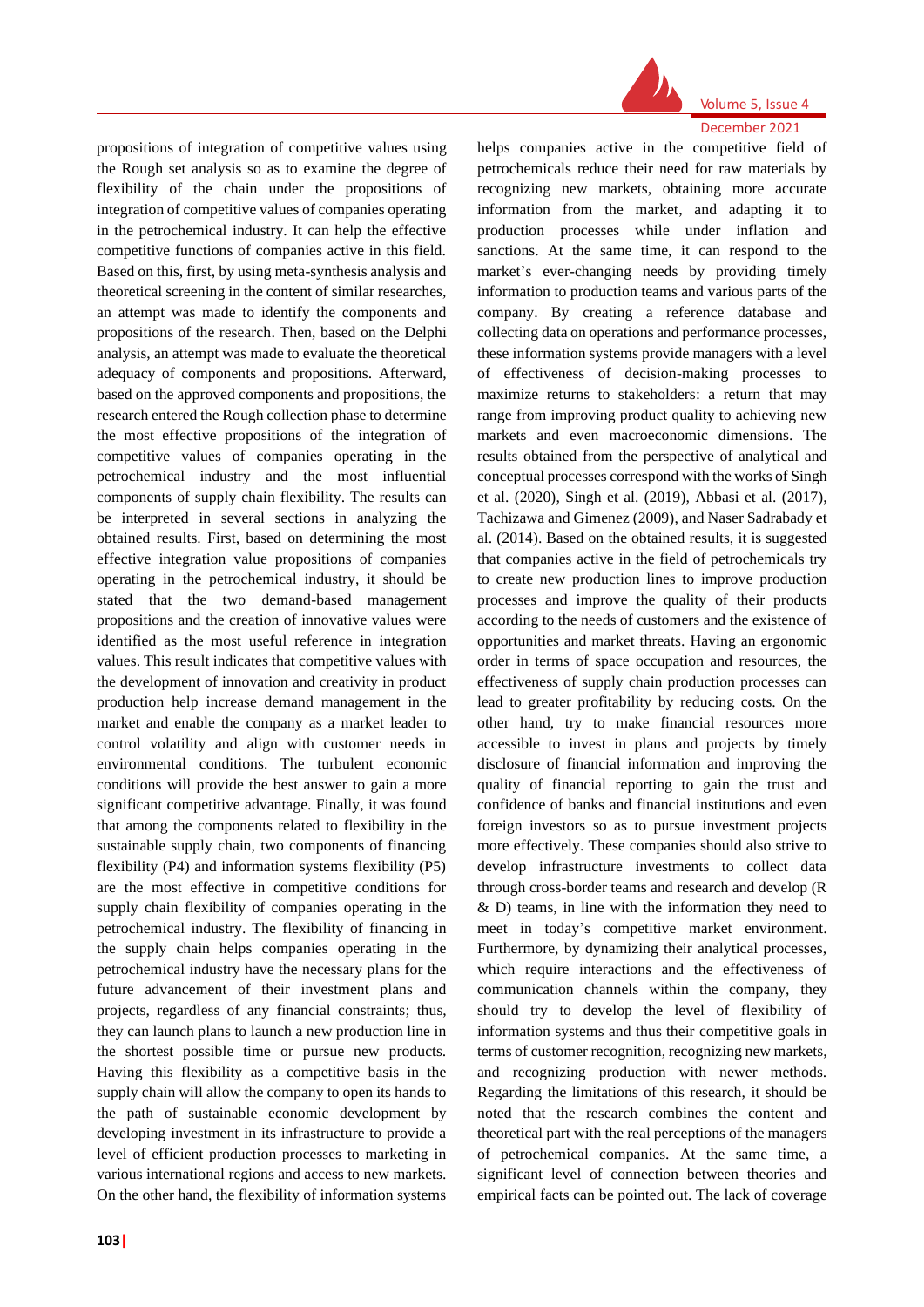propositions of integration of competitive values using the Rough set analysis so as to examine the degree of flexibility of the chain under the propositions of integration of competitive values of companies operating in the petrochemical industry. It can help the effective competitive functions of companies active in this field. Based on this, first, by using meta-synthesis analysis and theoretical screening in the content of similar researches, an attempt was made to identify the components and propositions of the research. Then, based on the Delphi analysis, an attempt was made to evaluate the theoretical adequacy of components and propositions. Afterward, based on the approved components and propositions, the research entered the Rough collection phase to determine the most effective propositions of the integration of competitive values of companies operating in the petrochemical industry and the most influential components of supply chain flexibility. The results can be interpreted in several sections in analyzing the obtained results. First, based on determining the most effective integration value propositions of companies operating in the petrochemical industry, it should be stated that the two demand-based management propositions and the creation of innovative values were identified as the most useful reference in integration values. This result indicates that competitive values with the development of innovation and creativity in product production help increase demand management in the market and enable the company as a market leader to control volatility and align with customer needs in environmental conditions. The turbulent economic conditions will provide the best answer to gain a more significant competitive advantage. Finally, it was found that among the components related to flexibility in the sustainable supply chain, two components of financing flexibility (P4) and information systems flexibility (P5) are the most effective in competitive conditions for supply chain flexibility of companies operating in the petrochemical industry. The flexibility of financing in the supply chain helps companies operating in the petrochemical industry have the necessary plans for the future advancement of their investment plans and projects, regardless of any financial constraints; thus, they can launch plans to launch a new production line in the shortest possible time or pursue new products. Having this flexibility as a competitive basis in the supply chain will allow the company to open its hands to the path of sustainable economic development by developing investment in its infrastructure to provide a level of efficient production processes to marketing in various international regions and access to new markets. On the other hand, the flexibility of information systems helps companies active in the competitive field of petrochemicals reduce their need for raw materials by recognizing new markets, obtaining more accurate information from the market, and adapting it to production processes while under inflation and sanctions. At the same time, it can respond to the market's ever-changing needs by providing timely information to production teams and various parts of the company. By creating a reference database and collecting data on operations and performance processes, these information systems provide managers with a level of effectiveness of decision-making processes to maximize returns to stakeholders: a return that may range from improving product quality to achieving new markets and even macroeconomic dimensions. The results obtained from the perspective of analytical and conceptual processes correspond with the works of Singh et al. (2020), Singh et al. (2019), Abbasi et al. (2017), Tachizawa and Gimenez (2009), and Naser Sadrabady et al. (2014). Based on the obtained results, it is suggested that companies active in the field of petrochemicals try to create new production lines to improve production processes and improve the quality of their products according to the needs of customers and the existence of opportunities and market threats. Having an ergonomic order in terms of space occupation and resources, the effectiveness of supply chain production processes can lead to greater profitability by reducing costs. On the other hand, try to make financial resources more accessible to invest in plans and projects by timely disclosure of financial information and improving the quality of financial reporting to gain the trust and confidence of banks and financial institutions and even foreign investors so as to pursue investment projects more effectively. These companies should also strive to develop infrastructure investments to collect data through cross-border teams and research and develop (R & D) teams, in line with the information they need to meet in today's competitive market environment. Furthermore, by dynamizing their analytical processes, which require interactions and the effectiveness of communication channels within the company, they should try to develop the level of flexibility of information systems and thus their competitive goals in terms of customer recognition, recognizing new markets, and recognizing production with newer methods. Regarding the limitations of this research, it should be noted that the research combines the content and theoretical part with the real perceptions of the managers of petrochemical companies. At the same time, a significant level of connection between theories and empirical facts can be pointed out. The lack of coverage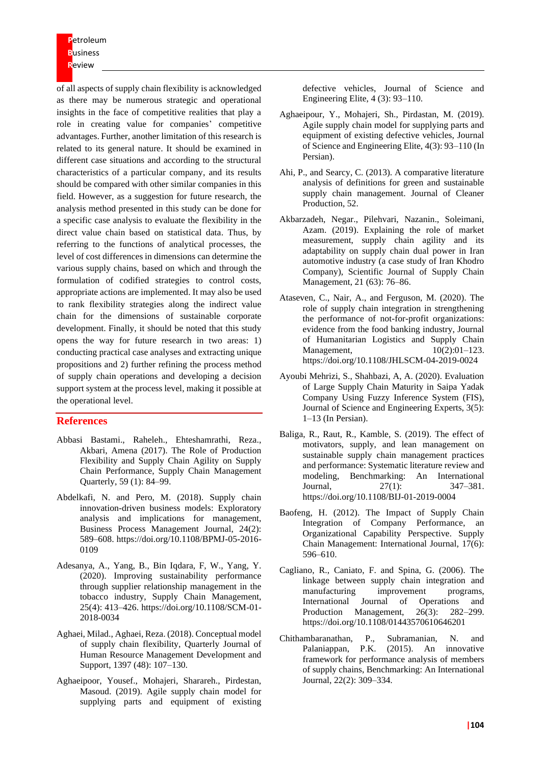of all aspects of supply chain flexibility is acknowledged as there may be numerous strategic and operational insights in the face of competitive realities that play a role in creating value for companies' competitive advantages. Further, another limitation of this research is related to its general nature. It should be examined in different case situations and according to the structural characteristics of a particular company, and its results should be compared with other similar companies in this field. However, as a suggestion for future research, the analysis method presented in this study can be done for a specific case analysis to evaluate the flexibility in the direct value chain based on statistical data. Thus, by referring to the functions of analytical processes, the level of cost differences in dimensions can determine the various supply chains, based on which and through the formulation of codified strategies to control costs, appropriate actions are implemented. It may also be used to rank flexibility strategies along the indirect value chain for the dimensions of sustainable corporate development. Finally, it should be noted that this study opens the way for future research in two areas: 1) conducting practical case analyses and extracting unique propositions and 2) further refining the process method of supply chain operations and developing a decision support system at the process level, making it possible at the operational level.

## References

Abbasi Bastami., Raheleh., Ehteshamrathi, Reza., Akbari, Amena (2017). The Role of Production Flexibility and Supply Chain Agility on Supply Chain Performance, Supply Chain Management Quarterly, 59 (1): 84–99.

Abdelkafi, N. and Pero, M. (2018). Supply chain innovation-driven business models: Exploratory analysis and implications for management, Business Process Management Journal, 24(2): 589–608. https://doi.org/10.1108/BPMJ-05-2016-0109

Adesanya, A., Yang, B., Bin Iqdara, F, W., Yang, Y. (2020). Improving sustainability performance through supplier relationship management in the tobacco industry, Supply Chain Management, 25(4): 413–426. https://doi.org/10.1108/SCM-01-2018-0034

Aghaei, Milad., Aghaei, Reza. (2018). Conceptual model of supply chain flexibility, Quarterly Journal of Human Resource Management Development and Support, 1397 (48): 107–130.

Aghaeipoor, Yousef., Mohajeri, Sharareh., Pirdestan, Masoud. (2019). Agile supply chain model for supplying parts and equipment of existing defective vehicles, Journal of Science and Engineering Elite, 4 (3): 93–110.

Aghaeipour, Y., Mohajeri, Sh., Pirdastan, M. (2019). Agile supply chain model for supplying parts and equipment of existing defective vehicles, Journal of Science and Engineering Elite, 4(3): 93–110 (In Persian).

Ahi, P., and Searcy, C. (2013). A comparative literature analysis of definitions for green and sustainable supply chain management. Journal of Cleaner Production, 52.

Akbarzadeh, Negar., Pilehvari, Nazanin., Soleimani, Azam. (2019). Explaining the role of market measurement, supply chain agility and its adaptability on supply chain dual power in Iran automotive industry (a case study of Iran Khodro Company), Scientific Journal of Supply Chain Management, 21 (63): 76–86.

Ataseven, C., Nair, A., and Ferguson, M. (2020). The role of supply chain integration in strengthening the performance of not-for-profit organizations: evidence from the food banking industry, Journal of Humanitarian Logistics and Supply Chain Management, 10(2):01–123. https://doi.org/10.1108/JHLSCM-04-2019-0024

Ayoubi Mehrizi, S., Shahbazi, A, A. (2020). Evaluation of Large Supply Chain Maturity in Saipa Yadak Company Using Fuzzy Inference System (FIS), Journal of Science and Engineering Experts, 3(5): 1–13 (In Persian).

Baliga, R., Raut, R., Kamble, S. (2019). The effect of motivators, supply, and lean management on sustainable supply chain management practices and performance: Systematic literature review and modeling, Benchmarking: An International Journal, 27(1): 347–381. https://doi.org/10.1108/BIJ-01-2019-0004

Baofeng, H. (2012). The Impact of Supply Chain Integration of Company Performance, an Organizational Capability Perspective. Supply Chain Management: International Journal, 17(6): 596–610.

Cagliano, R., Caniato, F. and Spina, G. (2006). The linkage between supply chain integration and manufacturing improvement programs, International Journal of Operations and Production Management, 26(3): 282–299. https://doi.org/10.1108/01443570610646201

Chithambaranathan, P., Subramanian, N. and Palaniappan, P.K. (2015). An innovative framework for performance analysis of members of supply chains, Benchmarking: An International Journal, 22(2): 309–334.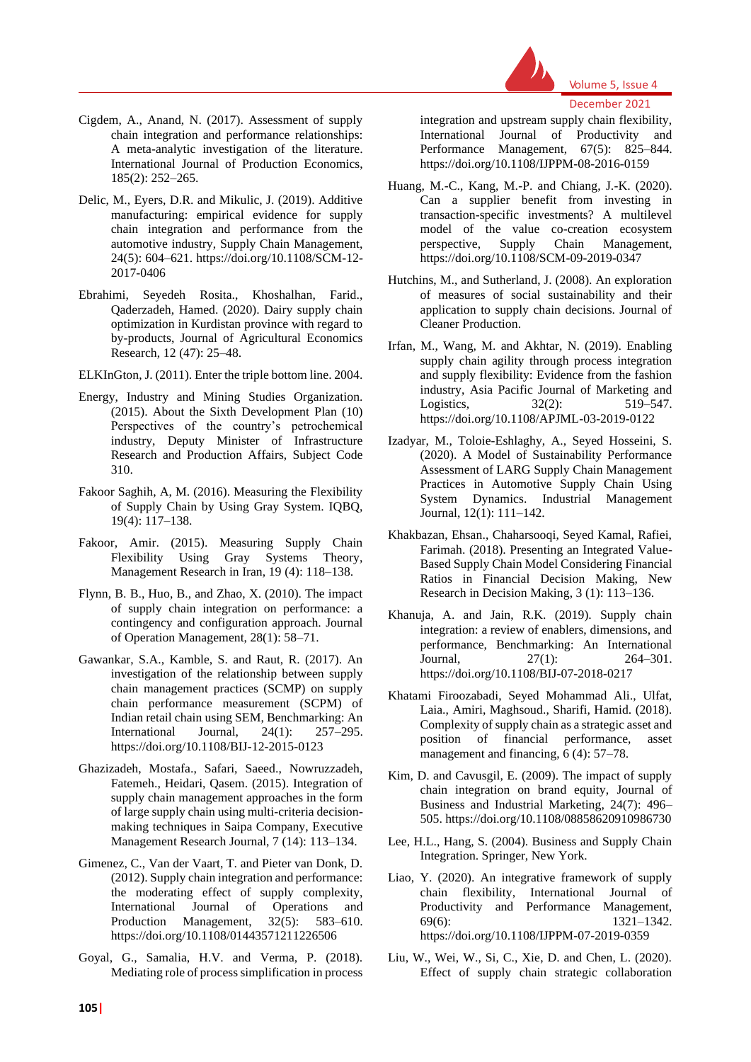Cigdem, A., Anand, N. (2017). Assessment of supply chain integration and performance relationships: A meta-analytic investigation of the literature. International Journal of Production Economics, 185(2): 252–265.

Delic, M., Eyers, D.R. and Mikulic, J. (2019). Additive manufacturing: empirical evidence for supply chain integration and performance from the automotive industry, Supply Chain Management, 24(5): 604–621. https://doi.org/10.1108/SCM-12-2017-0406

Ebrahimi, Seyedeh Rosita., Khoshalhan, Farid., Qaderzadeh, Hamed. (2020). Dairy supply chain optimization in Kurdistan province with regard to by-products, Journal of Agricultural Economics Research, 12 (47): 25–48.

ELKInGton, J. (2011). Enter the triple bottom line. 2004.

Energy, Industry and Mining Studies Organization. (2015). About the Sixth Development Plan (10) Perspectives of the country's petrochemical industry, Deputy Minister of Infrastructure Research and Production Affairs, Subject Code 310.

Fakoor Saghih, A, M. (2016). Measuring the Flexibility of Supply Chain by Using Gray System. IQBQ, 19(4): 117–138.

Fakoor, Amir. (2015). Measuring Supply Chain Flexibility Using Gray Systems Theory, Management Research in Iran, 19 (4): 118–138.

Flynn, B. B., Huo, B., and Zhao, X. (2010). The impact of supply chain integration on performance: a contingency and configuration approach. Journal of Operation Management, 28(1): 58–71.

Gawankar, S.A., Kamble, S. and Raut, R. (2017). An investigation of the relationship between supply chain management practices (SCMP) on supply chain performance measurement (SCPM) of Indian retail chain using SEM, Benchmarking: An International Journal, 24(1): 257–295. https://doi.org/10.1108/BIJ-12-2015-0123

Ghazizadeh, Mostafa., Safari, Saeed., Nowruzzadeh, Fatemeh., Heidari, Qasem. (2015). Integration of supply chain management approaches in the form of large supply chain using multi-criteria decision-making techniques in Saipa Company, Executive Management Research Journal, 7 (14): 113–134.

Gimenez, C., Van der Vaart, T. and Pieter van Donk, D. (2012). Supply chain integration and performance: the moderating effect of supply complexity, International Journal of Operations and Production Management, 32(5): 583–610. https://doi.org/10.1108/01443571211226506

Goyal, G., Samalia, H.V. and Verma, P. (2018). Mediating role of process simplification in process integration and upstream supply chain flexibility, International Journal of Productivity and Performance Management, 67(5): 825–844. https://doi.org/10.1108/IJPPM-08-2016-0159

Huang, M.-C., Kang, M.-P. and Chiang, J.-K. (2020). Can a supplier benefit from investing in transaction-specific investments? A multilevel model of the value co-creation ecosystem perspective, Supply Chain Management, https://doi.org/10.1108/SCM-09-2019-0347

Hutchins, M., and Sutherland, J. (2008). An exploration of measures of social sustainability and their application to supply chain decisions. Journal of Cleaner Production.

Irfan, M., Wang, M. and Akhtar, N. (2019). Enabling supply chain agility through process integration and supply flexibility: Evidence from the fashion industry, Asia Pacific Journal of Marketing and Logistics, 32(2): 519–547. https://doi.org/10.1108/APJML-03-2019-0122

Izadyar, M., Toloie-Eshlaghy, A., Seyed Hosseini, S. (2020). A Model of Sustainability Performance Assessment of LARG Supply Chain Management Practices in Automotive Supply Chain Using System Dynamics. Industrial Management Journal, 12(1): 111–142.

Khakbazan, Ehsan., Chaharsooqi, Seyed Kamal, Rafiei, Farimah. (2018). Presenting an Integrated Value-Based Supply Chain Model Considering Financial Ratios in Financial Decision Making, New Research in Decision Making, 3 (1): 113–136.

Khanuja, A. and Jain, R.K. (2019). Supply chain integration: a review of enablers, dimensions, and performance, Benchmarking: An International Journal, 27(1): 264–301. https://doi.org/10.1108/BIJ-07-2018-0217

Khatami Firoozabadi, Seyed Mohammad Ali., Ulfat, Laia., Amiri, Maghsoud., Sharifi, Hamid. (2018). Complexity of supply chain as a strategic asset and position of financial performance, asset management and financing, 6 (4): 57–78.

Kim, D. and Cavusgil, E. (2009). The impact of supply chain integration on brand equity, Journal of Business and Industrial Marketing, 24(7): 496–505. https://doi.org/10.1108/08858620910986730

Lee, H.L., Hang, S. (2004). Business and Supply Chain Integration. Springer, New York.

Liao, Y. (2020). An integrative framework of supply chain flexibility, International Journal of Productivity and Performance Management, 69(6): 1321–1342. https://doi.org/10.1108/IJPPM-07-2019-0359

Liu, W., Wei, W., Si, C., Xie, D. and Chen, L. (2020). Effect of supply chain strategic collaboration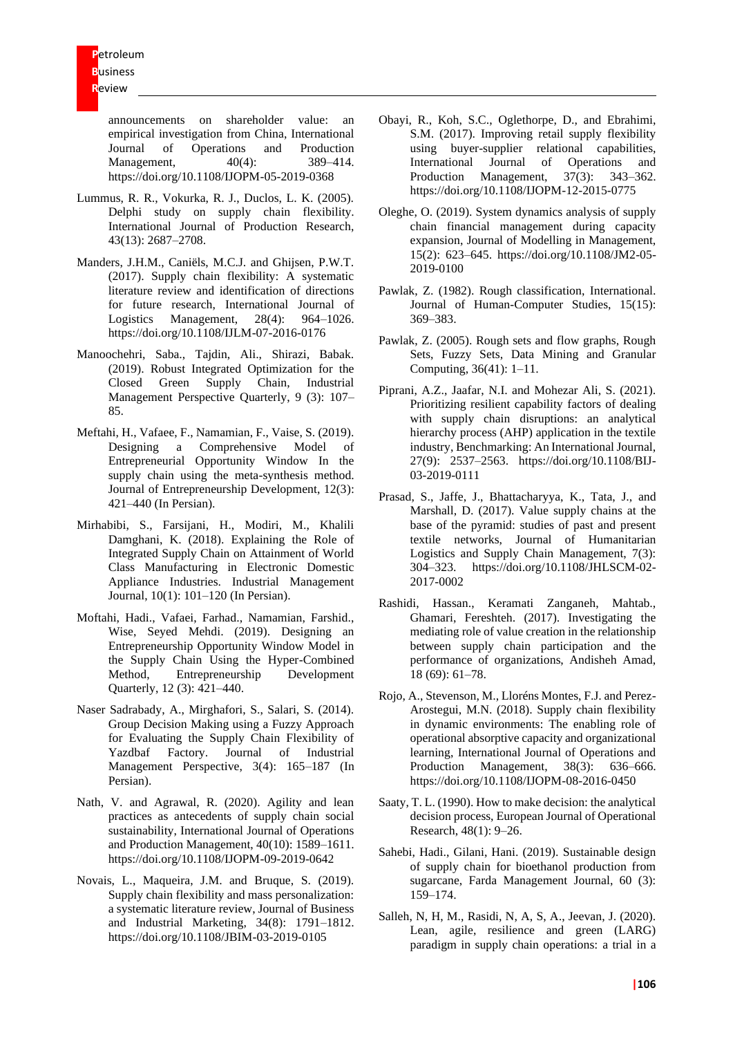announcements on shareholder value: an empirical investigation from China, International Journal of Operations and Production Management, 40(4): 389–414. https://doi.org/10.1108/IJOPM-05-2019-0368

Lummus, R. R., Vokurka, R. J., Duclos, L. K. (2005). Delphi study on supply chain flexibility. International Journal of Production Research, 43(13): 2687–2708.

Manders, J.H.M., Caniëls, M.C.J. and Ghijsen, P.W.T. (2017). Supply chain flexibility: A systematic literature review and identification of directions for future research, International Journal of Logistics Management, 28(4): 964–1026. https://doi.org/10.1108/IJLM-07-2016-0176

Manoochehri, Saba., Tajdin, Ali., Shirazi, Babak. (2019). Robust Integrated Optimization for the Closed Green Supply Chain, Industrial Management Perspective Quarterly, 9 (3): 107–85.

Meftahi, H., Vafaee, F., Namamian, F., Vaise, S. (2019). Designing a Comprehensive Model of Entrepreneurial Opportunity Window In the supply chain using the meta-synthesis method. Journal of Entrepreneurship Development, 12(3): 421–440 (In Persian).

Mirhabibi, S., Farsijani, H., Modiri, M., Khalili Damghani, K. (2018). Explaining the Role of Integrated Supply Chain on Attainment of World Class Manufacturing in Electronic Domestic Appliance Industries. Industrial Management Journal, 10(1): 101–120 (In Persian).

Moftahi, Hadi., Vafaei, Farhad., Namamian, Farshid., Wise, Seyed Mehdi. (2019). Designing an Entrepreneurship Opportunity Window Model in the Supply Chain Using the Hyper-Combined Method, Entrepreneurship Development Quarterly, 12 (3): 421–440.

Naser Sadrabady, A., Mirghafori, S., Salari, S. (2014). Group Decision Making using a Fuzzy Approach for Evaluating the Supply Chain Flexibility of Yazdbaf Factory. Journal of Industrial Management Perspective, 3(4): 165–187 (In Persian).

Nath, V. and Agrawal, R. (2020). Agility and lean practices as antecedents of supply chain social sustainability, International Journal of Operations and Production Management, 40(10): 1589–1611. https://doi.org/10.1108/IJOPM-09-2019-0642

Novais, L., Maqueira, J.M. and Bruque, S. (2019). Supply chain flexibility and mass personalization: a systematic literature review, Journal of Business and Industrial Marketing, 34(8): 1791–1812. https://doi.org/10.1108/JBIM-03-2019-0105

Obayi, R., Koh, S.C., Oglethorpe, D., and Ebrahimi, S.M. (2017). Improving retail supply flexibility using buyer-supplier relational capabilities, International Journal of Operations and Production Management, 37(3): 343–362. https://doi.org/10.1108/IJOPM-12-2015-0775

Oleghe, O. (2019). System dynamics analysis of supply chain financial management during capacity expansion, Journal of Modelling in Management, 15(2): 623–645. https://doi.org/10.1108/JM2-05-2019-0100

Pawlak, Z. (1982). Rough classification, International. Journal of Human-Computer Studies, 15(15): 369–383.

Pawlak, Z. (2005). Rough sets and flow graphs, Rough Sets, Fuzzy Sets, Data Mining and Granular Computing, 36(41): 1–11.

Piprani, A.Z., Jaafar, N.I. and Mohezar Ali, S. (2021). Prioritizing resilient capability factors of dealing with supply chain disruptions: an analytical hierarchy process (AHP) application in the textile industry, Benchmarking: An International Journal, 27(9): 2537–2563. https://doi.org/10.1108/BIJ-03-2019-0111

Prasad, S., Jaffe, J., Bhattacharyya, K., Tata, J., and Marshall, D. (2017). Value supply chains at the base of the pyramid: studies of past and present textile networks, Journal of Humanitarian Logistics and Supply Chain Management, 7(3): 304–323. https://doi.org/10.1108/JHLSCM-02-2017-0002

Rashidi, Hassan., Keramati Zanganeh, Mahtab., Ghamari, Fereshteh. (2017). Investigating the mediating role of value creation in the relationship between supply chain participation and the performance of organizations, Andisheh Amad, 18 (69): 61–78.

Rojo, A., Stevenson, M., Lloréns Montes, F.J. and Perez-Arostegui, M.N. (2018). Supply chain flexibility in dynamic environments: The enabling role of operational absorptive capacity and organizational learning, International Journal of Operations and Production Management, 38(3): 636–666. https://doi.org/10.1108/IJOPM-08-2016-0450

Saaty, T. L. (1990). How to make decision: the analytical decision process, European Journal of Operational Research, 48(1): 9–26.

Sahebi, Hadi., Gilani, Hani. (2019). Sustainable design of supply chain for bioethanol production from sugarcane, Farda Management Journal, 60 (3): 159–174.

Salleh, N, H, M., Rasidi, N, A, S, A., Jeevan, J. (2020). Lean, agile, resilience and green (LARG) paradigm in supply chain operations: a trial in a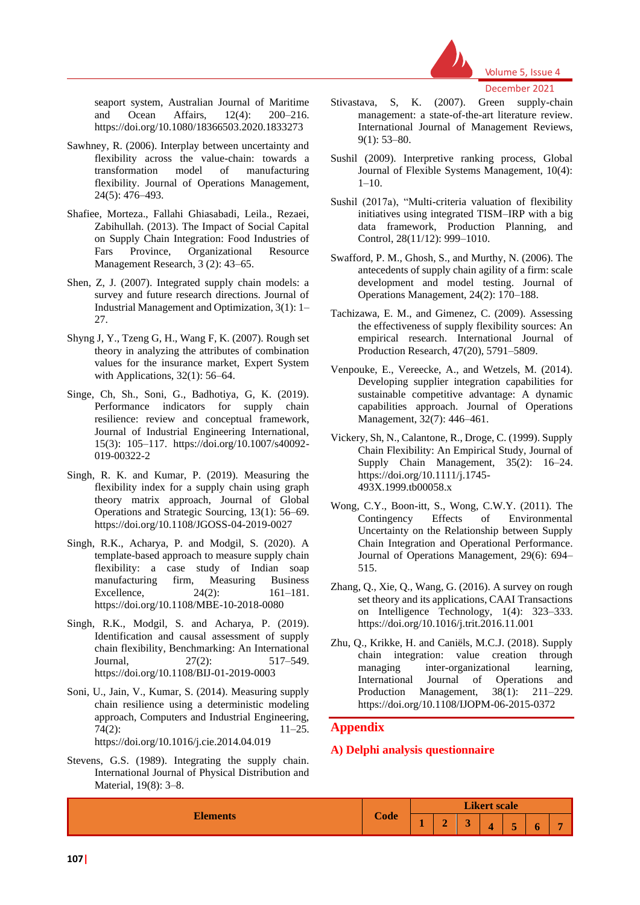seaport system, Australian Journal of Maritime and Ocean Affairs, 12(4): 200–216. https://doi.org/10.1080/18366503.2020.1833273

Sawhney, R. (2006). Interplay between uncertainty and flexibility across the value-chain: towards a transformation model of manufacturing flexibility. Journal of Operations Management, 24(5): 476–493.

Shafiee, Morteza., Fallahi Ghiasabadi, Leila., Rezaei, Zabihullah. (2013). The Impact of Social Capital on Supply Chain Integration: Food Industries of Fars Province, Organizational Resource Management Research, 3 (2): 43–65.

Shen, Z, J. (2007). Integrated supply chain models: a survey and future research directions. Journal of Industrial Management and Optimization, 3(1): 1–27.

Shyng J, Y., Tzeng G, H., Wang F, K. (2007). Rough set theory in analyzing the attributes of combination values for the insurance market, Expert System with Applications, 32(1): 56–64.

Singe, Ch, Sh., Soni, G., Badhotiya, G, K. (2019). Performance indicators for supply chain resilience: review and conceptual framework, Journal of Industrial Engineering International, 15(3): 105–117. https://doi.org/10.1007/s40092-019-00322-2

Singh, R. K. and Kumar, P. (2019). Measuring the flexibility index for a supply chain using graph theory matrix approach, Journal of Global Operations and Strategic Sourcing, 13(1): 56–69. https://doi.org/10.1108/JGOSS-04-2019-0027

Singh, R.K., Acharya, P. and Modgil, S. (2020). A template-based approach to measure supply chain flexibility: a case study of Indian soap manufacturing firm, Measuring Business Excellence, 24(2): 161–181. https://doi.org/10.1108/MBE-10-2018-0080

Singh, R.K., Modgil, S. and Acharya, P. (2019). Identification and causal assessment of supply chain flexibility, Benchmarking: An International Journal, 27(2): 517–549. https://doi.org/10.1108/BIJ-01-2019-0003

Soni, U., Jain, V., Kumar, S. (2014). Measuring supply chain resilience using a deterministic modeling approach, Computers and Industrial Engineering, 74(2): 11–25. https://doi.org/10.1016/j.cie.2014.04.019

Stevens, G.S. (1989). Integrating the supply chain. International Journal of Physical Distribution and Material, 19(8): 3–8.

Stivastava, S, K. (2007). Green supply-chain management: a state-of-the-art literature review. International Journal of Management Reviews, 9(1): 53–80.

Sushil (2009). Interpretive ranking process, Global Journal of Flexible Systems Management, 10(4): 1–10.

Sushil (2017a), "Multi-criteria valuation of flexibility initiatives using integrated TISM–IRP with a big data framework, Production Planning, and Control, 28(11/12): 999–1010.

Swafford, P. M., Ghosh, S., and Murthy, N. (2006). The antecedents of supply chain agility of a firm: scale development and model testing. Journal of Operations Management, 24(2): 170–188.

Tachizawa, E. M., and Gimenez, C. (2009). Assessing the effectiveness of supply flexibility sources: An empirical research. International Journal of Production Research, 47(20), 5791–5809.

Venpouke, E., Vereecke, A., and Wetzels, M. (2014). Developing supplier integration capabilities for sustainable competitive advantage: A dynamic capabilities approach. Journal of Operations Management, 32(7): 446–461.

Vickery, Sh, N., Calantone, R., Droge, C. (1999). Supply Chain Flexibility: An Empirical Study, Journal of Supply Chain Management, 35(2): 16–24. https://doi.org/10.1111/j.1745-493X.1999.tb00058.x

Wong, C.Y., Boon-itt, S., Wong, C.W.Y. (2011). The Contingency Effects of Environmental Uncertainty on the Relationship between Supply Chain Integration and Operational Performance. Journal of Operations Management, 29(6): 694–515.

Zhang, Q., Xie, Q., Wang, G. (2016). A survey on rough set theory and its applications, CAAI Transactions on Intelligence Technology, 1(4): 323–333. https://doi.org/10.1016/j.trit.2016.11.001

Zhu, Q., Krikke, H. and Caniëls, M.C.J. (2018). Supply chain integration: value creation through managing inter-organizational learning, International Journal of Operations and Production Management, 38(1): 211–229. https://doi.org/10.1108/IJOPM-06-2015-0372

## Appendix

### A) Delphi analysis questionnaire

| Elements | Code | Likert scale | | | | | | |
|---|---|---|---|---|---|---|---|---|
| | | 1 | 2 | 3 | 4 | 5 | 6 | 7 |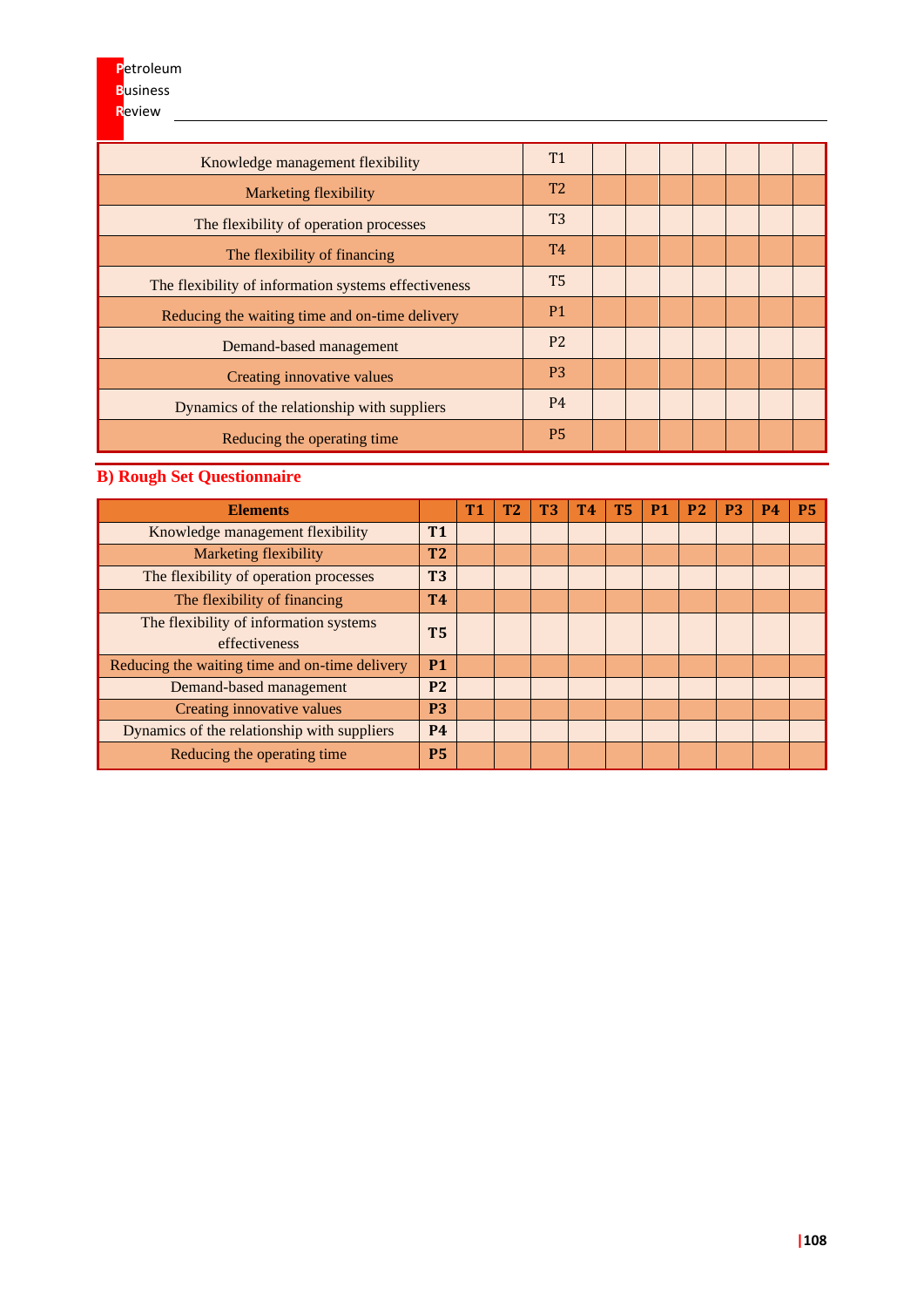| | | | | | | | | | |
|---|---|---|---|---|---|---|---|---|---|
| Knowledge management flexibility | T1 | | | | | | | | |
| Marketing flexibility | T2 | | | | | | | | |
| The flexibility of operation processes | T3 | | | | | | | | |
| The flexibility of financing | T4 | | | | | | | | |
| The flexibility of information systems effectiveness | T5 | | | | | | | | |
| Reducing the waiting time and on-time delivery | P1 | | | | | | | | |
| Demand-based management | P2 | | | | | | | | |
| Creating innovative values | P3 | | | | | | | | |
| Dynamics of the relationship with suppliers | P4 | | | | | | | | |
| Reducing the operating time | P5 | | | | | | | | |

## B) Rough Set Questionnaire

| Elements | | T1 | T2 | T3 | T4 | T5 | P1 | P2 | P3 | P4 | P5 |
|---|---|---|---|---|---|---|---|---|---|---|---|
| Knowledge management flexibility | **T1** | | | | | | | | | | |
| Marketing flexibility | **T2** | | | | | | | | | | |
| The flexibility of operation processes | **T3** | | | | | | | | | | |
| The flexibility of financing | **T4** | | | | | | | | | | |
| The flexibility of information systems effectiveness | **T5** | | | | | | | | | | |
| Reducing the waiting time and on-time delivery | **P1** | | | | | | | | | | |
| Demand-based management | **P2** | | | | | | | | | | |
| Creating innovative values | **P3** | | | | | | | | | | |
| Dynamics of the relationship with suppliers | **P4** | | | | | | | | | | |
| Reducing the operating time | **P5** | | | | | | | | | | |